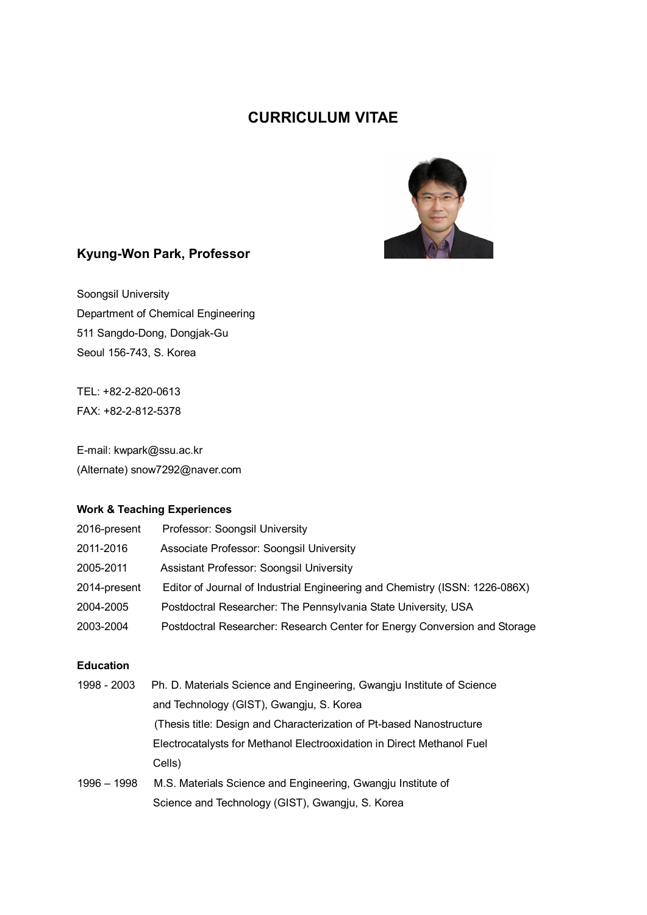# CURRICULUM VITAE

## Kyung-Won Park, Professor

Soongsil University
Department of Chemical Engineering
511 Sangdo-Dong, Dongjak-Gu
Seoul 156-743, S. Korea

TEL: +82-2-820-0613
FAX: +82-2-812-5378

E-mail: kwpark@ssu.ac.kr
(Alternate) snow7292@naver.com

### Work & Teaching Experiences

| | |
|---|---|
| 2016-present | Professor: Soongsil University |
| 2011-2016 | Associate Professor: Soongsil University |
| 2005-2011 | Assistant Professor: Soongsil University |
| 2014-present | Editor of Journal of Industrial Engineering and Chemistry (ISSN: 1226-086X) |
| 2004-2005 | Postdoctral Researcher: The Pennsylvania State University, USA |
| 2003-2004 | Postdoctral Researcher: Research Center for Energy Conversion and Storage |

### Education

| | |
|---|---|
| 1998 - 2003 | Ph. D. Materials Science and Engineering, Gwangju Institute of Science and Technology (GIST), Gwangju, S. Korea (Thesis title: Design and Characterization of Pt-based Nanostructure Electrocatalysts for Methanol Electrooxidation in Direct Methanol Fuel Cells) |
| 1996 – 1998 | M.S. Materials Science and Engineering, Gwangju Institute of Science and Technology (GIST), Gwangju, S. Korea |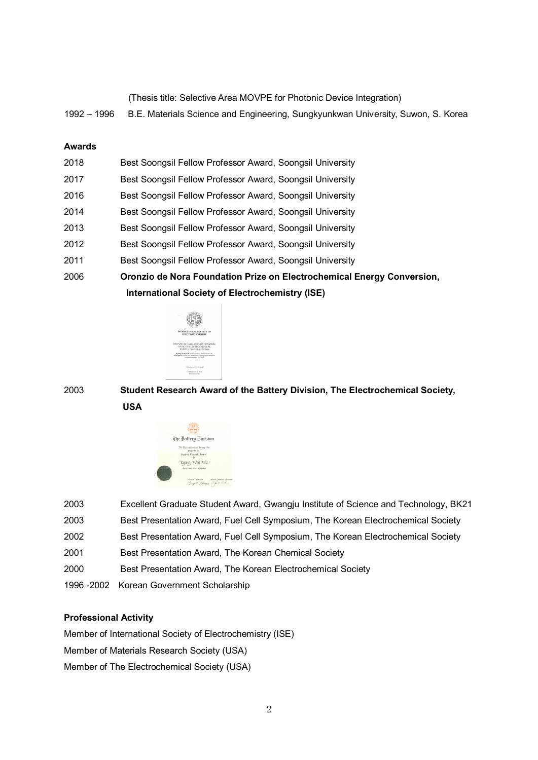(Thesis title: Selective Area MOVPE for Photonic Device Integration)

1992 – 1996 B.E. Materials Science and Engineering, Sungkyunkwan University, Suwon, S. Korea

**Awards**

2018 Best Soongsil Fellow Professor Award, Soongsil University

2017 Best Soongsil Fellow Professor Award, Soongsil University

2016 Best Soongsil Fellow Professor Award, Soongsil University

2014 Best Soongsil Fellow Professor Award, Soongsil University

2013 Best Soongsil Fellow Professor Award, Soongsil University

2012 Best Soongsil Fellow Professor Award, Soongsil University

2011 Best Soongsil Fellow Professor Award, Soongsil University

2006 **Oronzio de Nora Foundation Prize on Electrochemical Energy Conversion, International Society of Electrochemistry (ISE)**

2003 **Student Research Award of the Battery Division, The Electrochemical Society, USA**

2003 Excellent Graduate Student Award, Gwangju Institute of Science and Technology, BK21

2003 Best Presentation Award, Fuel Cell Symposium, The Korean Electrochemical Society

2002 Best Presentation Award, Fuel Cell Symposium, The Korean Electrochemical Society

2001 Best Presentation Award, The Korean Chemical Society

2000 Best Presentation Award, The Korean Electrochemical Society

1996 -2002 Korean Government Scholarship

**Professional Activity**

Member of International Society of Electrochemistry (ISE)

Member of Materials Research Society (USA)

Member of The Electrochemical Society (USA)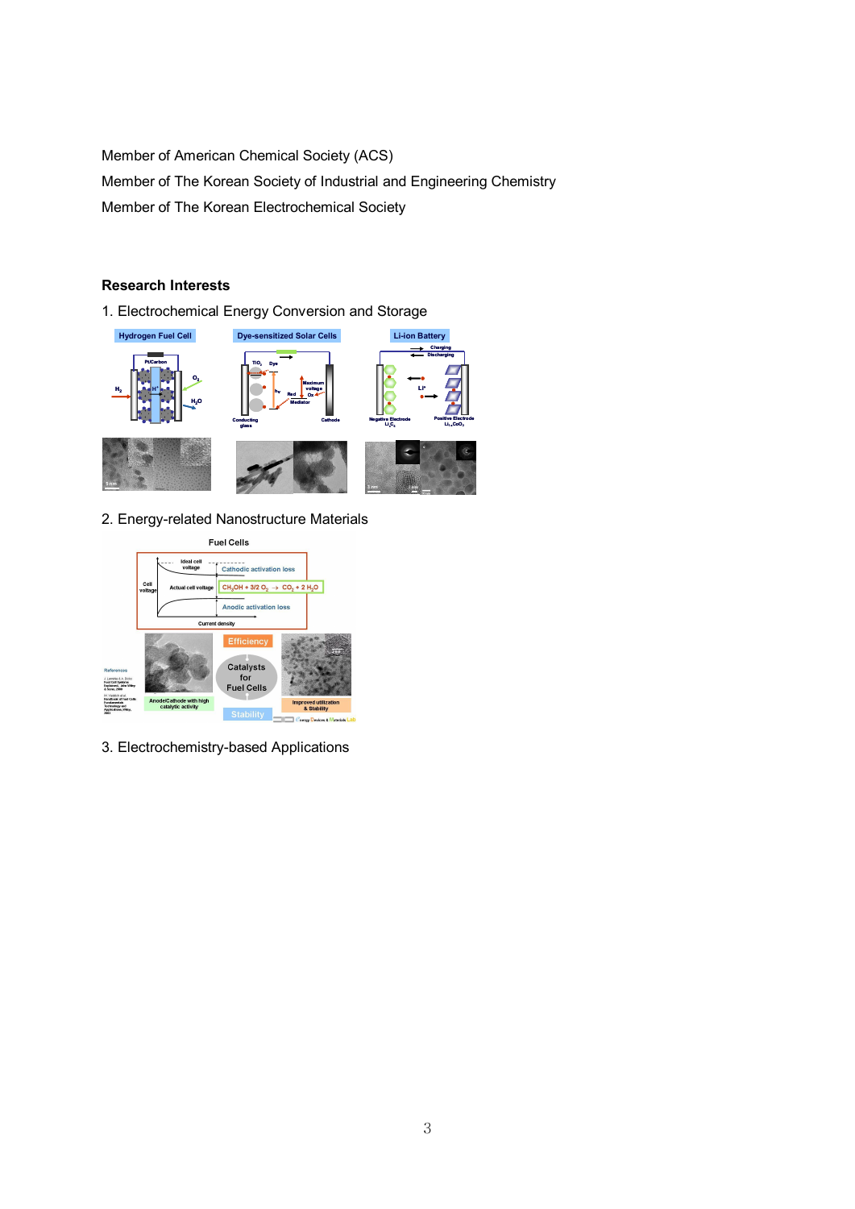Member of American Chemical Society (ACS)

Member of The Korean Society of Industrial and Engineering Chemistry

Member of The Korean Electrochemical Society

## Research Interests

1. Electrochemical Energy Conversion and Storage

2. Energy-related Nanostructure Materials

3. Electrochemistry-based Applications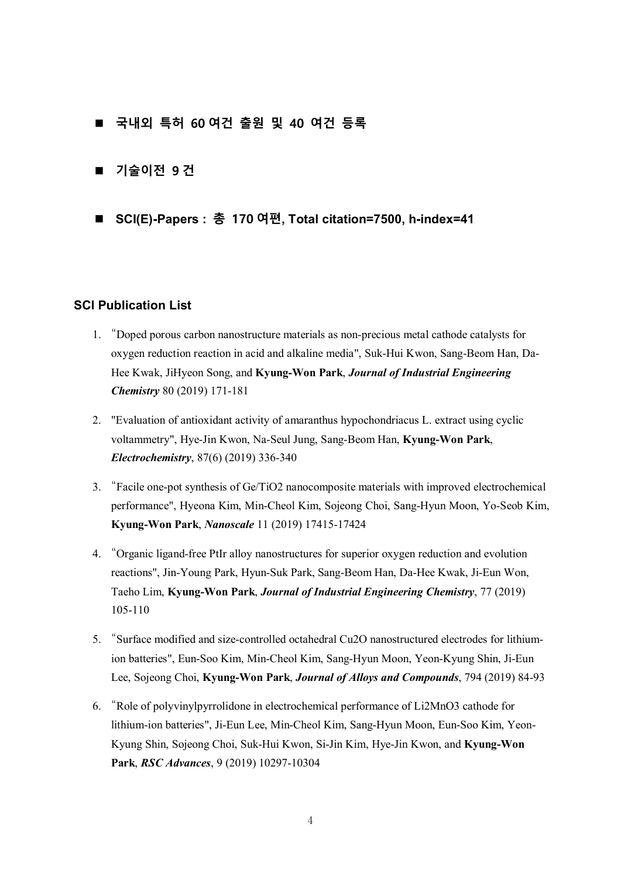- **국내외 특허 60 여건 출원 및 40 여건 등록**

- **기술이전 9 건**

- **SCI(E)-Papers : 총 170 여편, Total citation=7500, h-index=41**

### SCI Publication List

1. "Doped porous carbon nanostructure materials as non-precious metal cathode catalysts for oxygen reduction reaction in acid and alkaline media", Suk-Hui Kwon, Sang-Beom Han, Da-Hee Kwak, JiHyeon Song, and **Kyung-Won Park**, ***Journal of Industrial Engineering Chemistry*** 80 (2019) 171-181

2. "Evaluation of antioxidant activity of amaranthus hypochondriacus L. extract using cyclic voltammetry", Hye-Jin Kwon, Na-Seul Jung, Sang-Beom Han, **Kyung-Won Park**, ***Electrochemistry***, 87(6) (2019) 336-340

3. "Facile one-pot synthesis of Ge/$TiO_2$ nanocomposite materials with improved electrochemical performance", Hyeona Kim, Min-Cheol Kim, Sojeong Choi, Sang-Hyun Moon, Yo-Seob Kim, **Kyung-Won Park**, ***Nanoscale*** 11 (2019) 17415-17424

4. "Organic ligand-free PtIr alloy nanostructures for superior oxygen reduction and evolution reactions", Jin-Young Park, Hyun-Suk Park, Sang-Beom Han, Da-Hee Kwak, Ji-Eun Won, Taeho Lim, **Kyung-Won Park**, ***Journal of Industrial Engineering Chemistry***, 77 (2019) 105-110

5. "Surface modified and size-controlled octahedral $Cu_2O$ nanostructured electrodes for lithium-ion batteries", Eun-Soo Kim, Min-Cheol Kim, Sang-Hyun Moon, Yeon-Kyung Shin, Ji-Eun Lee, Sojeong Choi, **Kyung-Won Park**, ***Journal of Alloys and Compounds***, 794 (2019) 84-93

6. "Role of polyvinylpyrrolidone in electrochemical performance of $Li_2MnO_3$ cathode for lithium-ion batteries", Ji-Eun Lee, Min-Cheol Kim, Sang-Hyun Moon, Eun-Soo Kim, Yeon-Kyung Shin, Sojeong Choi, Suk-Hui Kwon, Si-Jin Kim, Hye-Jin Kwon, and **Kyung-Won Park**, ***RSC Advances***, 9 (2019) 10297-10304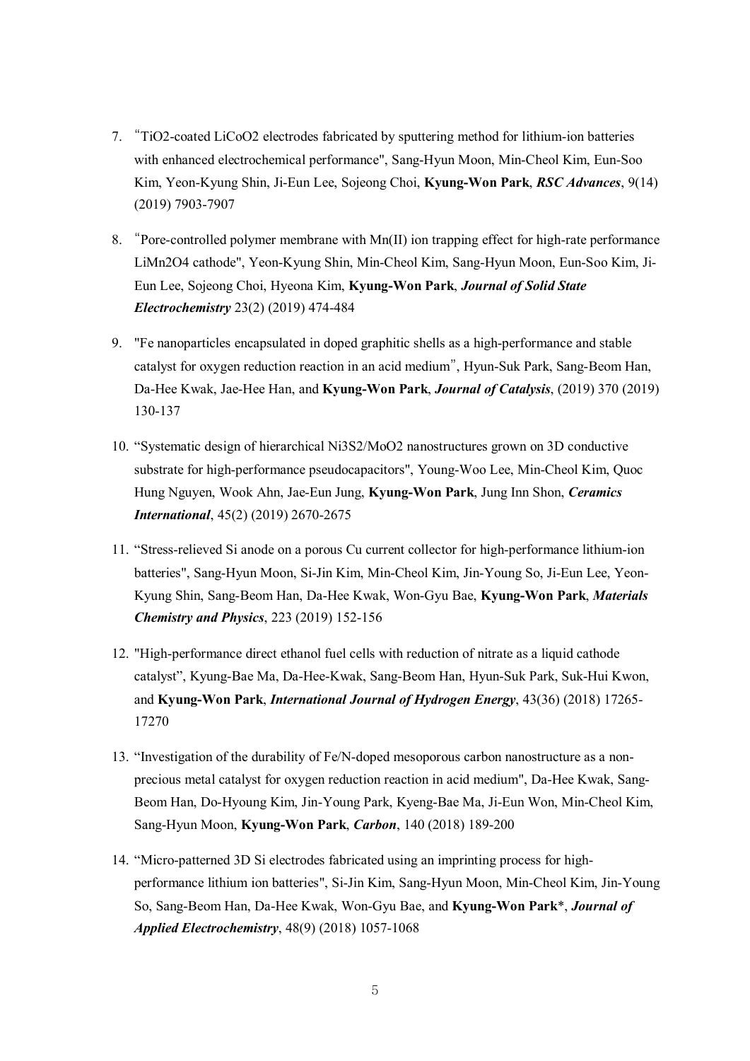7. “$TiO_2$-coated $LiCoO_2$ electrodes fabricated by sputtering method for lithium-ion batteries with enhanced electrochemical performance", Sang-Hyun Moon, Min-Cheol Kim, Eun-Soo Kim, Yeon-Kyung Shin, Ji-Eun Lee, Sojeong Choi, **Kyung-Won Park**, ***RSC Advances***, 9(14) (2019) 7903-7907

8. “Pore-controlled polymer membrane with Mn(II) ion trapping effect for high-rate performance $LiMn_2O_4$ cathode", Yeon-Kyung Shin, Min-Cheol Kim, Sang-Hyun Moon, Eun-Soo Kim, Ji-Eun Lee, Sojeong Choi, Hyeona Kim, **Kyung-Won Park**, ***Journal of Solid State Electrochemistry*** 23(2) (2019) 474-484

9. "Fe nanoparticles encapsulated in doped graphitic shells as a high-performance and stable catalyst for oxygen reduction reaction in an acid medium”, Hyun-Suk Park, Sang-Beom Han, Da-Hee Kwak, Jae-Hee Han, and **Kyung-Won Park**, ***Journal of Catalysis***, (2019) 370 (2019) 130-137

10. “Systematic design of hierarchical $Ni_3S_2/MoO_2$ nanostructures grown on 3D conductive substrate for high-performance pseudocapacitors", Young-Woo Lee, Min-Cheol Kim, Quoc Hung Nguyen, Wook Ahn, Jae-Eun Jung, **Kyung-Won Park**, Jung Inn Shon, ***Ceramics International***, 45(2) (2019) 2670-2675

11. “Stress-relieved Si anode on a porous Cu current collector for high-performance lithium-ion batteries", Sang-Hyun Moon, Si-Jin Kim, Min-Cheol Kim, Jin-Young So, Ji-Eun Lee, Yeon-Kyung Shin, Sang-Beom Han, Da-Hee Kwak, Won-Gyu Bae, **Kyung-Won Park**, ***Materials Chemistry and Physics***, 223 (2019) 152-156

12. "High-performance direct ethanol fuel cells with reduction of nitrate as a liquid cathode catalyst”, Kyung-Bae Ma, Da-Hee-Kwak, Sang-Beom Han, Hyun-Suk Park, Suk-Hui Kwon, and **Kyung-Won Park**, ***International Journal of Hydrogen Energy***, 43(36) (2018) 17265-17270

13. “Investigation of the durability of Fe/N-doped mesoporous carbon nanostructure as a non-precious metal catalyst for oxygen reduction reaction in acid medium", Da-Hee Kwak, Sang-Beom Han, Do-Hyoung Kim, Jin-Young Park, Kyeng-Bae Ma, Ji-Eun Won, Min-Cheol Kim, Sang-Hyun Moon, **Kyung-Won Park**, ***Carbon***, 140 (2018) 189-200

14. “Micro-patterned 3D Si electrodes fabricated using an imprinting process for high-performance lithium ion batteries", Si-Jin Kim, Sang-Hyun Moon, Min-Cheol Kim, Jin-Young So, Sang-Beom Han, Da-Hee Kwak, Won-Gyu Bae, and **Kyung-Won Park***, ***Journal of Applied Electrochemistry***, 48(9) (2018) 1057-1068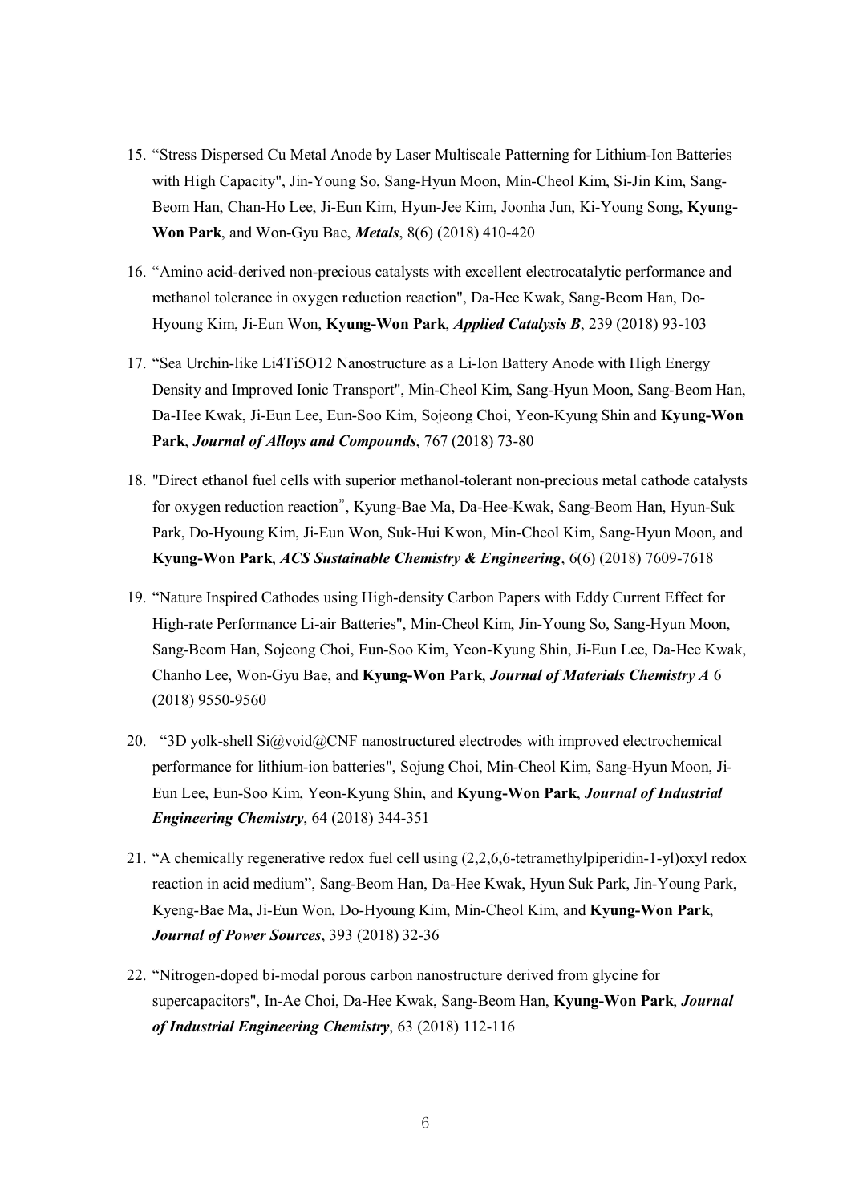15. “Stress Dispersed Cu Metal Anode by Laser Multiscale Patterning for Lithium-Ion Batteries with High Capacity", Jin-Young So, Sang-Hyun Moon, Min-Cheol Kim, Si-Jin Kim, Sang-Beom Han, Chan-Ho Lee, Ji-Eun Kim, Hyun-Jee Kim, Joonha Jun, Ki-Young Song, **Kyung-Won Park**, and Won-Gyu Bae, ***Metals***, 8(6) (2018) 410-420

16. “Amino acid-derived non-precious catalysts with excellent electrocatalytic performance and methanol tolerance in oxygen reduction reaction", Da-Hee Kwak, Sang-Beom Han, Do-Hyoung Kim, Ji-Eun Won, **Kyung-Won Park**, ***Applied Catalysis B***, 239 (2018) 93-103

17. “Sea Urchin-like $Li_4Ti_5O_{12}$ Nanostructure as a Li-Ion Battery Anode with High Energy Density and Improved Ionic Transport", Min-Cheol Kim, Sang-Hyun Moon, Sang-Beom Han, Da-Hee Kwak, Ji-Eun Lee, Eun-Soo Kim, Sojeong Choi, Yeon-Kyung Shin and **Kyung-Won Park**, ***Journal of Alloys and Compounds***, 767 (2018) 73-80

18. "Direct ethanol fuel cells with superior methanol-tolerant non-precious metal cathode catalysts for oxygen reduction reaction”, Kyung-Bae Ma, Da-Hee-Kwak, Sang-Beom Han, Hyun-Suk Park, Do-Hyoung Kim, Ji-Eun Won, Suk-Hui Kwon, Min-Cheol Kim, Sang-Hyun Moon, and **Kyung-Won Park**, ***ACS Sustainable Chemistry & Engineering***, 6(6) (2018) 7609-7618

19. “Nature Inspired Cathodes using High-density Carbon Papers with Eddy Current Effect for High-rate Performance Li-air Batteries", Min-Cheol Kim, Jin-Young So, Sang-Hyun Moon, Sang-Beom Han, Sojeong Choi, Eun-Soo Kim, Yeon-Kyung Shin, Ji-Eun Lee, Da-Hee Kwak, Chanho Lee, Won-Gyu Bae, and **Kyung-Won Park**, ***Journal of Materials Chemistry A*** 6 (2018) 9550-9560

20. “3D yolk-shell Si@void@CNF nanostructured electrodes with improved electrochemical performance for lithium-ion batteries", Sojung Choi, Min-Cheol Kim, Sang-Hyun Moon, Ji-Eun Lee, Eun-Soo Kim, Yeon-Kyung Shin, and **Kyung-Won Park**, ***Journal of Industrial Engineering Chemistry***, 64 (2018) 344-351

21. “A chemically regenerative redox fuel cell using (2,2,6,6-tetramethylpiperidin-1-yl)oxyl redox reaction in acid medium”, Sang-Beom Han, Da-Hee Kwak, Hyun Suk Park, Jin-Young Park, Kyeng-Bae Ma, Ji-Eun Won, Do-Hyoung Kim, Min-Cheol Kim, and **Kyung-Won Park**, ***Journal of Power Sources***, 393 (2018) 32-36

22. “Nitrogen-doped bi-modal porous carbon nanostructure derived from glycine for supercapacitors", In-Ae Choi, Da-Hee Kwak, Sang-Beom Han, **Kyung-Won Park**, ***Journal of Industrial Engineering Chemistry***, 63 (2018) 112-116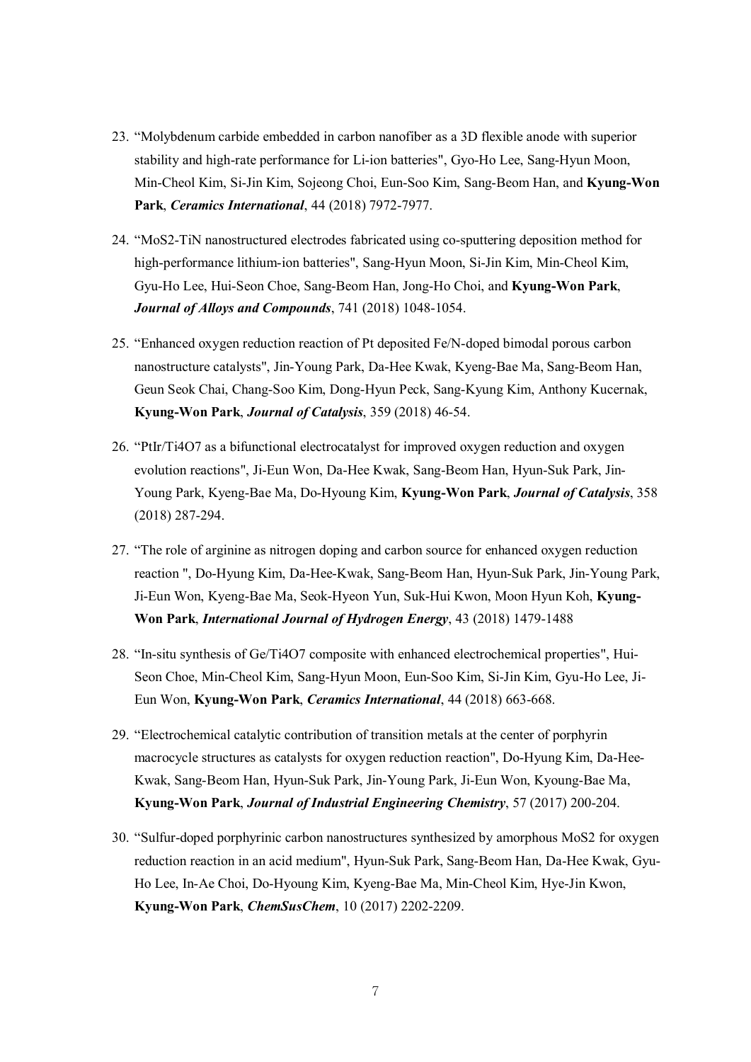23. "Molybdenum carbide embedded in carbon nanofiber as a 3D flexible anode with superior stability and high-rate performance for Li-ion batteries", Gyo-Ho Lee, Sang-Hyun Moon, Min-Cheol Kim, Si-Jin Kim, Sojeong Choi, Eun-Soo Kim, Sang-Beom Han, and **Kyung-Won Park**, ***Ceramics International***, 44 (2018) 7972-7977.

24. "MoS2-TiN nanostructured electrodes fabricated using co-sputtering deposition method for high-performance lithium-ion batteries", Sang-Hyun Moon, Si-Jin Kim, Min-Cheol Kim, Gyu-Ho Lee, Hui-Seon Choe, Sang-Beom Han, Jong-Ho Choi, and **Kyung-Won Park**, ***Journal of Alloys and Compounds***, 741 (2018) 1048-1054.

25. "Enhanced oxygen reduction reaction of Pt deposited Fe/N-doped bimodal porous carbon nanostructure catalysts", Jin-Young Park, Da-Hee Kwak, Kyeng-Bae Ma, Sang-Beom Han, Geun Seok Chai, Chang-Soo Kim, Dong-Hyun Peck, Sang-Kyung Kim, Anthony Kucernak, **Kyung-Won Park**, ***Journal of Catalysis***, 359 (2018) 46-54.

26. "PtIr/Ti4O7 as a bifunctional electrocatalyst for improved oxygen reduction and oxygen evolution reactions", Ji-Eun Won, Da-Hee Kwak, Sang-Beom Han, Hyun-Suk Park, Jin-Young Park, Kyeng-Bae Ma, Do-Hyoung Kim, **Kyung-Won Park**, ***Journal of Catalysis***, 358 (2018) 287-294.

27. "The role of arginine as nitrogen doping and carbon source for enhanced oxygen reduction reaction ", Do-Hyung Kim, Da-Hee-Kwak, Sang-Beom Han, Hyun-Suk Park, Jin-Young Park, Ji-Eun Won, Kyeng-Bae Ma, Seok-Hyeon Yun, Suk-Hui Kwon, Moon Hyun Koh, **Kyung-Won Park**, ***International Journal of Hydrogen Energy***, 43 (2018) 1479-1488

28. "In-situ synthesis of Ge/Ti4O7 composite with enhanced electrochemical properties", Hui-Seon Choe, Min-Cheol Kim, Sang-Hyun Moon, Eun-Soo Kim, Si-Jin Kim, Gyu-Ho Lee, Ji-Eun Won, **Kyung-Won Park**, ***Ceramics International***, 44 (2018) 663-668.

29. "Electrochemical catalytic contribution of transition metals at the center of porphyrin macrocycle structures as catalysts for oxygen reduction reaction", Do-Hyung Kim, Da-Hee-Kwak, Sang-Beom Han, Hyun-Suk Park, Jin-Young Park, Ji-Eun Won, Kyoung-Bae Ma, **Kyung-Won Park**, ***Journal of Industrial Engineering Chemistry***, 57 (2017) 200-204.

30. "Sulfur-doped porphyrinic carbon nanostructures synthesized by amorphous MoS2 for oxygen reduction reaction in an acid medium", Hyun-Suk Park, Sang-Beom Han, Da-Hee Kwak, Gyu-Ho Lee, In-Ae Choi, Do-Hyoung Kim, Kyeng-Bae Ma, Min-Cheol Kim, Hye-Jin Kwon, **Kyung-Won Park**, ***ChemSusChem***, 10 (2017) 2202-2209.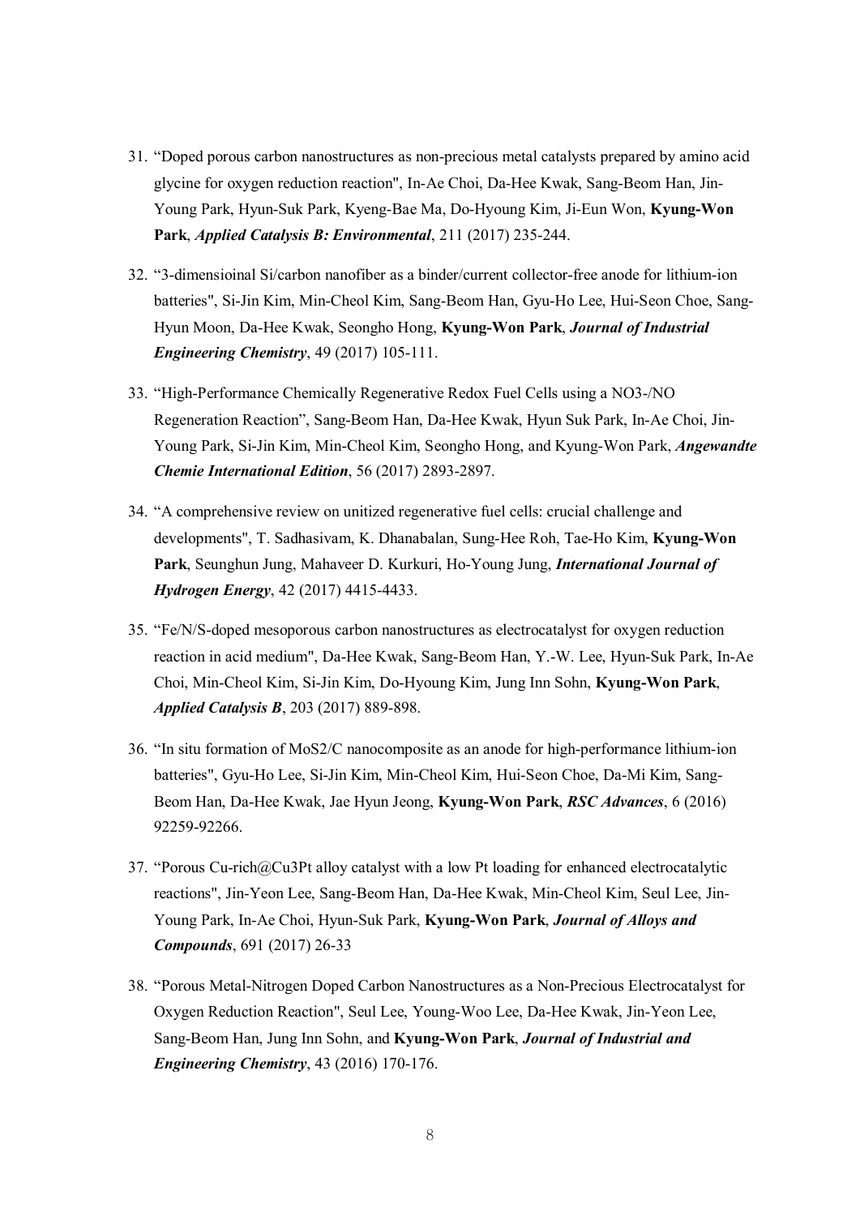31. “Doped porous carbon nanostructures as non-precious metal catalysts prepared by amino acid glycine for oxygen reduction reaction", In-Ae Choi, Da-Hee Kwak, Sang-Beom Han, Jin-Young Park, Hyun-Suk Park, Kyeng-Bae Ma, Do-Hyoung Kim, Ji-Eun Won, **Kyung-Won Park**, ***Applied Catalysis B: Environmental***, 211 (2017) 235-244.

32. “3-dimensioinal Si/carbon nanofiber as a binder/current collector-free anode for lithium-ion batteries", Si-Jin Kim, Min-Cheol Kim, Sang-Beom Han, Gyu-Ho Lee, Hui-Seon Choe, Sang-Hyun Moon, Da-Hee Kwak, Seongho Hong, **Kyung-Won Park**, ***Journal of Industrial Engineering Chemistry***, 49 (2017) 105-111.

33. “High-Performance Chemically Regenerative Redox Fuel Cells using a NO3-/NO Regeneration Reaction”, Sang-Beom Han, Da-Hee Kwak, Hyun Suk Park, In-Ae Choi, Jin-Young Park, Si-Jin Kim, Min-Cheol Kim, Seongho Hong, and Kyung-Won Park, ***Angewandte Chemie International Edition***, 56 (2017) 2893-2897.

34. “A comprehensive review on unitized regenerative fuel cells: crucial challenge and developments", T. Sadhasivam, K. Dhanabalan, Sung-Hee Roh, Tae-Ho Kim, **Kyung-Won Park**, Seunghun Jung, Mahaveer D. Kurkuri, Ho-Young Jung, ***International Journal of Hydrogen Energy***, 42 (2017) 4415-4433.

35. “Fe/N/S-doped mesoporous carbon nanostructures as electrocatalyst for oxygen reduction reaction in acid medium", Da-Hee Kwak, Sang-Beom Han, Y.-W. Lee, Hyun-Suk Park, In-Ae Choi, Min-Cheol Kim, Si-Jin Kim, Do-Hyoung Kim, Jung Inn Sohn, **Kyung-Won Park**, ***Applied Catalysis B***, 203 (2017) 889-898.

36. “In situ formation of MoS2/C nanocomposite as an anode for high-performance lithium-ion batteries", Gyu-Ho Lee, Si-Jin Kim, Min-Cheol Kim, Hui-Seon Choe, Da-Mi Kim, Sang-Beom Han, Da-Hee Kwak, Jae Hyun Jeong, **Kyung-Won Park**, ***RSC Advances***, 6 (2016) 92259-92266.

37. “Porous Cu-rich@Cu3Pt alloy catalyst with a low Pt loading for enhanced electrocatalytic reactions", Jin-Yeon Lee, Sang-Beom Han, Da-Hee Kwak, Min-Cheol Kim, Seul Lee, Jin-Young Park, In-Ae Choi, Hyun-Suk Park, **Kyung-Won Park**, ***Journal of Alloys and Compounds***, 691 (2017) 26-33

38. “Porous Metal-Nitrogen Doped Carbon Nanostructures as a Non-Precious Electrocatalyst for Oxygen Reduction Reaction", Seul Lee, Young-Woo Lee, Da-Hee Kwak, Jin-Yeon Lee, Sang-Beom Han, Jung Inn Sohn, and **Kyung-Won Park**, ***Journal of Industrial and Engineering Chemistry***, 43 (2016) 170-176.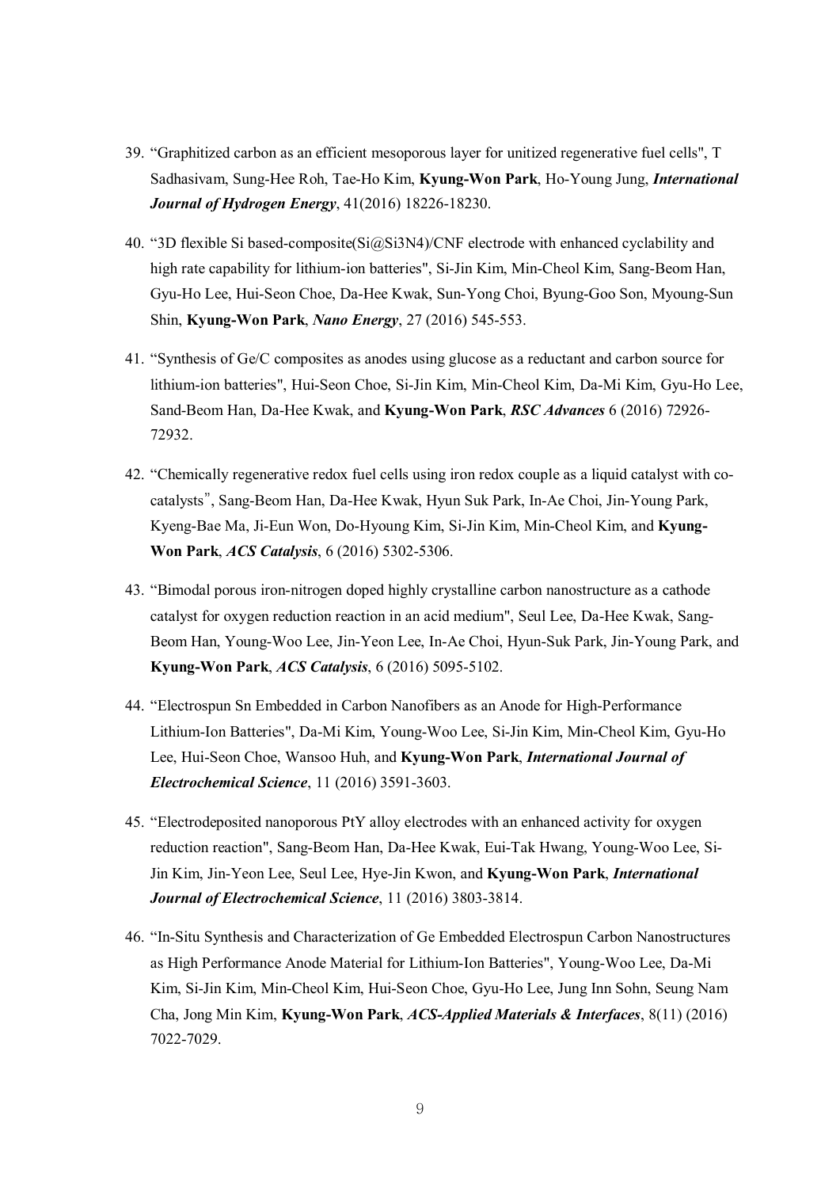39. “Graphitized carbon as an efficient mesoporous layer for unitized regenerative fuel cells", T Sadhasivam, Sung-Hee Roh, Tae-Ho Kim, **Kyung-Won Park**, Ho-Young Jung, ***International Journal of Hydrogen Energy***, 41(2016) 18226-18230.

40. “3D flexible Si based-composite(Si@$Si_3N_4$)/CNF electrode with enhanced cyclability and high rate capability for lithium-ion batteries", Si-Jin Kim, Min-Cheol Kim, Sang-Beom Han, Gyu-Ho Lee, Hui-Seon Choe, Da-Hee Kwak, Sun-Yong Choi, Byung-Goo Son, Myoung-Sun Shin, **Kyung-Won Park**, ***Nano Energy***, 27 (2016) 545-553.

41. “Synthesis of Ge/C composites as anodes using glucose as a reductant and carbon source for lithium-ion batteries", Hui-Seon Choe, Si-Jin Kim, Min-Cheol Kim, Da-Mi Kim, Gyu-Ho Lee, Sand-Beom Han, Da-Hee Kwak, and **Kyung-Won Park**, ***RSC Advances*** 6 (2016) 72926-72932.

42. “Chemically regenerative redox fuel cells using iron redox couple as a liquid catalyst with co-catalysts”, Sang-Beom Han, Da-Hee Kwak, Hyun Suk Park, In-Ae Choi, Jin-Young Park, Kyeng-Bae Ma, Ji-Eun Won, Do-Hyoung Kim, Si-Jin Kim, Min-Cheol Kim, and **Kyung-Won Park**, ***ACS Catalysis***, 6 (2016) 5302-5306.

43. “Bimodal porous iron-nitrogen doped highly crystalline carbon nanostructure as a cathode catalyst for oxygen reduction reaction in an acid medium", Seul Lee, Da-Hee Kwak, Sang-Beom Han, Young-Woo Lee, Jin-Yeon Lee, In-Ae Choi, Hyun-Suk Park, Jin-Young Park, and **Kyung-Won Park**, ***ACS Catalysis***, 6 (2016) 5095-5102.

44. “Electrospun Sn Embedded in Carbon Nanofibers as an Anode for High-Performance Lithium-Ion Batteries", Da-Mi Kim, Young-Woo Lee, Si-Jin Kim, Min-Cheol Kim, Gyu-Ho Lee, Hui-Seon Choe, Wansoo Huh, and **Kyung-Won Park**, ***International Journal of Electrochemical Science***, 11 (2016) 3591-3603.

45. “Electrodeposited nanoporous PtY alloy electrodes with an enhanced activity for oxygen reduction reaction", Sang-Beom Han, Da-Hee Kwak, Eui-Tak Hwang, Young-Woo Lee, Si-Jin Kim, Jin-Yeon Lee, Seul Lee, Hye-Jin Kwon, and **Kyung-Won Park**, ***International Journal of Electrochemical Science***, 11 (2016) 3803-3814.

46. “In-Situ Synthesis and Characterization of Ge Embedded Electrospun Carbon Nanostructures as High Performance Anode Material for Lithium-Ion Batteries", Young-Woo Lee, Da-Mi Kim, Si-Jin Kim, Min-Cheol Kim, Hui-Seon Choe, Gyu-Ho Lee, Jung Inn Sohn, Seung Nam Cha, Jong Min Kim, **Kyung-Won Park**, ***ACS-Applied Materials & Interfaces***, 8(11) (2016) 7022-7029.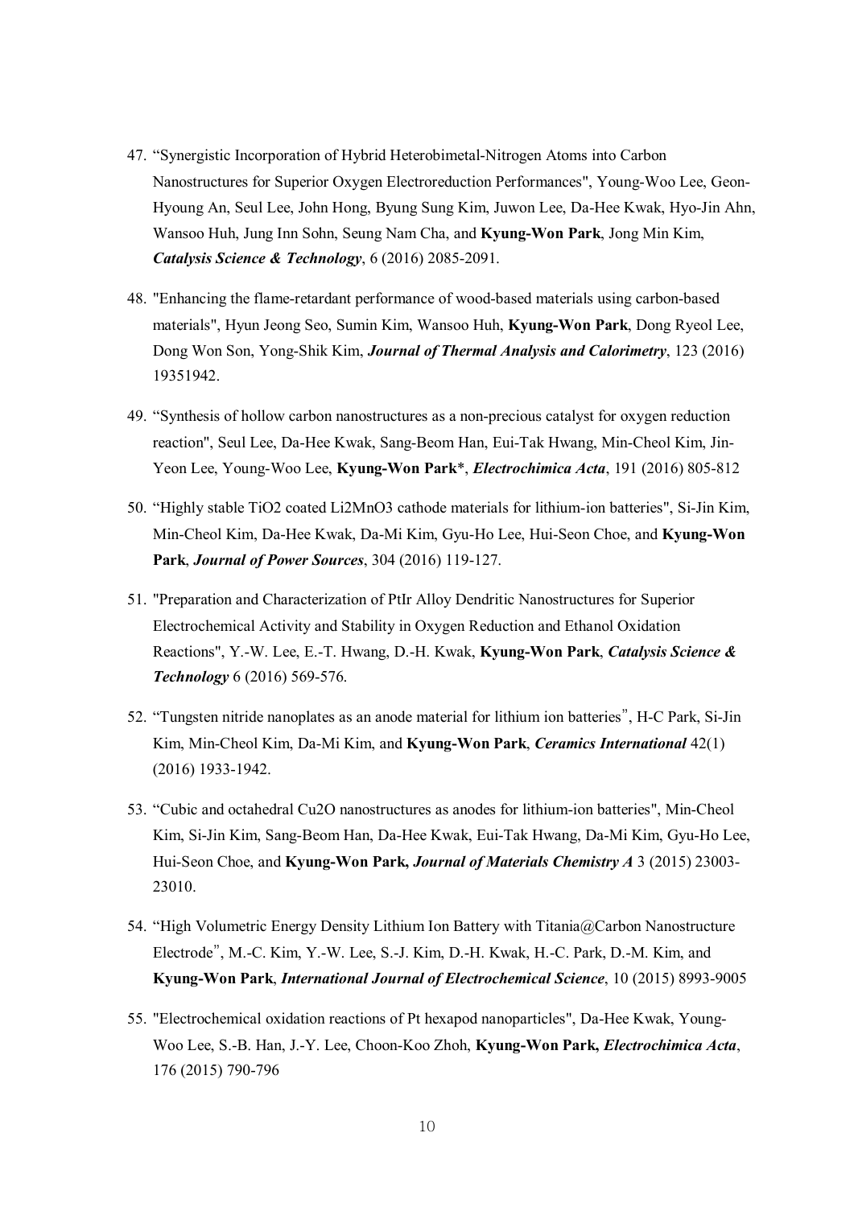47. "Synergistic Incorporation of Hybrid Heterobimetal-Nitrogen Atoms into Carbon Nanostructures for Superior Oxygen Electroreduction Performances", Young-Woo Lee, Geon-Hyoung An, Seul Lee, John Hong, Byung Sung Kim, Juwon Lee, Da-Hee Kwak, Hyo-Jin Ahn, Wansoo Huh, Jung Inn Sohn, Seung Nam Cha, and **Kyung-Won Park**, Jong Min Kim, ***Catalysis Science & Technology***, 6 (2016) 2085-2091.

48. "Enhancing the flame-retardant performance of wood-based materials using carbon-based materials", Hyun Jeong Seo, Sumin Kim, Wansoo Huh, **Kyung-Won Park**, Dong Ryeol Lee, Dong Won Son, Yong-Shik Kim, ***Journal of Thermal Analysis and Calorimetry***, 123 (2016) 19351942.

49. "Synthesis of hollow carbon nanostructures as a non-precious catalyst for oxygen reduction reaction", Seul Lee, Da-Hee Kwak, Sang-Beom Han, Eui-Tak Hwang, Min-Cheol Kim, Jin-Yeon Lee, Young-Woo Lee, **Kyung-Won Park***, ***Electrochimica Acta***, 191 (2016) 805-812

50. "Highly stable $TiO_2$ coated $Li_2MnO_3$ cathode materials for lithium-ion batteries", Si-Jin Kim, Min-Cheol Kim, Da-Hee Kwak, Da-Mi Kim, Gyu-Ho Lee, Hui-Seon Choe, and **Kyung-Won Park**, ***Journal of Power Sources***, 304 (2016) 119-127.

51. "Preparation and Characterization of PtIr Alloy Dendritic Nanostructures for Superior Electrochemical Activity and Stability in Oxygen Reduction and Ethanol Oxidation Reactions", Y.-W. Lee, E.-T. Hwang, D.-H. Kwak, **Kyung-Won Park**, ***Catalysis Science & Technology*** 6 (2016) 569-576.

52. "Tungsten nitride nanoplates as an anode material for lithium ion batteries", H-C Park, Si-Jin Kim, Min-Cheol Kim, Da-Mi Kim, and **Kyung-Won Park**, ***Ceramics International*** 42(1) (2016) 1933-1942.

53. "Cubic and octahedral $Cu_2O$ nanostructures as anodes for lithium-ion batteries", Min-Cheol Kim, Si-Jin Kim, Sang-Beom Han, Da-Hee Kwak, Eui-Tak Hwang, Da-Mi Kim, Gyu-Ho Lee, Hui-Seon Choe, and **Kyung-Won Park,** ***Journal of Materials Chemistry A*** 3 (2015) 23003-23010.

54. "High Volumetric Energy Density Lithium Ion Battery with Titania@Carbon Nanostructure Electrode", M.-C. Kim, Y.-W. Lee, S.-J. Kim, D.-H. Kwak, H.-C. Park, D.-M. Kim, and **Kyung-Won Park**, ***International Journal of Electrochemical Science***, 10 (2015) 8993-9005

55. "Electrochemical oxidation reactions of Pt hexapod nanoparticles", Da-Hee Kwak, Young-Woo Lee, S.-B. Han, J.-Y. Lee, Choon-Koo Zhoh, **Kyung-Won Park,** ***Electrochimica Acta***, 176 (2015) 790-796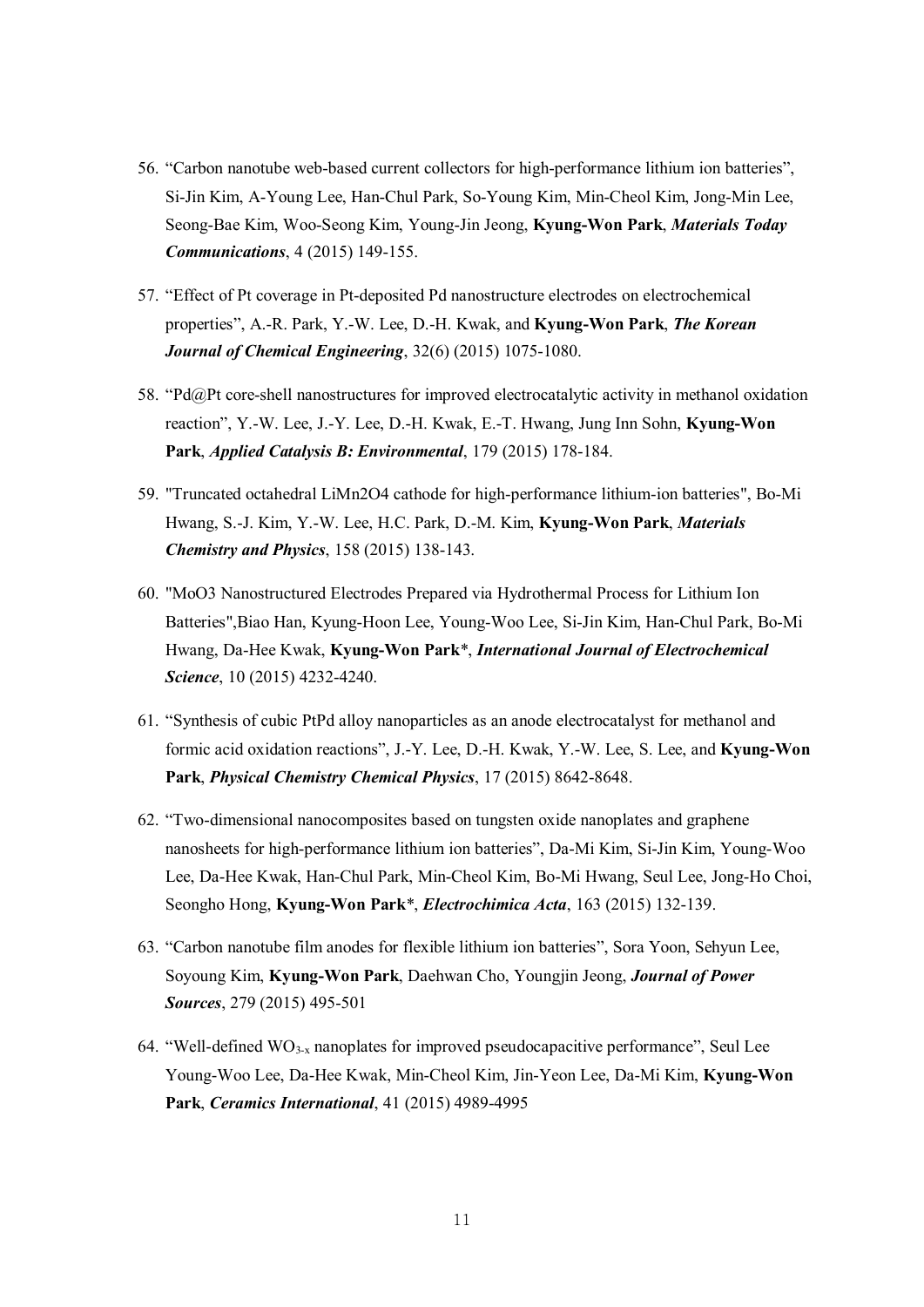56. “Carbon nanotube web-based current collectors for high-performance lithium ion batteries”, Si-Jin Kim, A-Young Lee, Han-Chul Park, So-Young Kim, Min-Cheol Kim, Jong-Min Lee, Seong-Bae Kim, Woo-Seong Kim, Young-Jin Jeong, **Kyung-Won Park**, ***Materials Today Communications***, 4 (2015) 149-155.

57. “Effect of Pt coverage in Pt-deposited Pd nanostructure electrodes on electrochemical properties”, A.-R. Park, Y.-W. Lee, D.-H. Kwak, and **Kyung-Won Park**, ***The Korean Journal of Chemical Engineering***, 32(6) (2015) 1075-1080.

58. “Pd@Pt core-shell nanostructures for improved electrocatalytic activity in methanol oxidation reaction”, Y.-W. Lee, J.-Y. Lee, D.-H. Kwak, E.-T. Hwang, Jung Inn Sohn, **Kyung-Won Park**, ***Applied Catalysis B: Environmental***, 179 (2015) 178-184.

59. "Truncated octahedral LiMn2O4 cathode for high-performance lithium-ion batteries", Bo-Mi Hwang, S.-J. Kim, Y.-W. Lee, H.C. Park, D.-M. Kim, **Kyung-Won Park**, ***Materials Chemistry and Physics***, 158 (2015) 138-143.

60. "MoO3 Nanostructured Electrodes Prepared via Hydrothermal Process for Lithium Ion Batteries",Biao Han, Kyung-Hoon Lee, Young-Woo Lee, Si-Jin Kim, Han-Chul Park, Bo-Mi Hwang, Da-Hee Kwak, **Kyung-Won Park***, ***International Journal of Electrochemical Science***, 10 (2015) 4232-4240.

61. “Synthesis of cubic PtPd alloy nanoparticles as an anode electrocatalyst for methanol and formic acid oxidation reactions”, J.-Y. Lee, D.-H. Kwak, Y.-W. Lee, S. Lee, and **Kyung-Won Park**, ***Physical Chemistry Chemical Physics***, 17 (2015) 8642-8648.

62. “Two-dimensional nanocomposites based on tungsten oxide nanoplates and graphene nanosheets for high-performance lithium ion batteries”, Da-Mi Kim, Si-Jin Kim, Young-Woo Lee, Da-Hee Kwak, Han-Chul Park, Min-Cheol Kim, Bo-Mi Hwang, Seul Lee, Jong-Ho Choi, Seongho Hong, **Kyung-Won Park***, ***Electrochimica Acta***, 163 (2015) 132-139.

63. “Carbon nanotube film anodes for flexible lithium ion batteries”, Sora Yoon, Sehyun Lee, Soyoung Kim, **Kyung-Won Park**, Daehwan Cho, Youngjin Jeong, ***Journal of Power Sources***, 279 (2015) 495-501

64. “Well-defined $WO_{3-x}$ nanoplates for improved pseudocapacitive performance”, Seul Lee Young-Woo Lee, Da-Hee Kwak, Min-Cheol Kim, Jin-Yeon Lee, Da-Mi Kim, **Kyung-Won Park**, ***Ceramics International***, 41 (2015) 4989-4995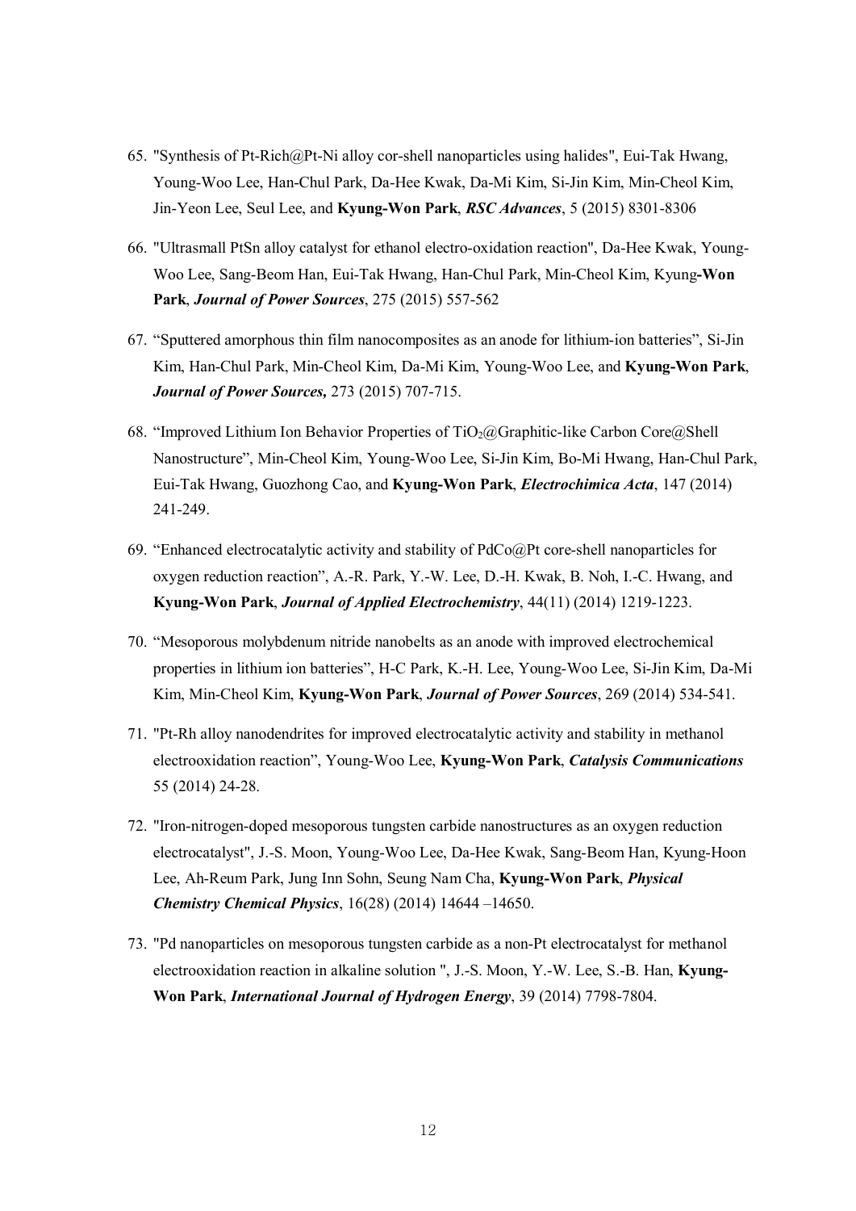65. "Synthesis of Pt-Rich@Pt-Ni alloy cor-shell nanoparticles using halides", Eui-Tak Hwang, Young-Woo Lee, Han-Chul Park, Da-Hee Kwak, Da-Mi Kim, Si-Jin Kim, Min-Cheol Kim, Jin-Yeon Lee, Seul Lee, and **Kyung-Won Park**, ***RSC Advances***, 5 (2015) 8301-8306

66. "Ultrasmall PtSn alloy catalyst for ethanol electro-oxidation reaction", Da-Hee Kwak, Young-Woo Lee, Sang-Beom Han, Eui-Tak Hwang, Han-Chul Park, Min-Cheol Kim, Kyung**-Won Park**, ***Journal of Power Sources***, 275 (2015) 557-562

67. "Sputtered amorphous thin film nanocomposites as an anode for lithium-ion batteries", Si-Jin Kim, Han-Chul Park, Min-Cheol Kim, Da-Mi Kim, Young-Woo Lee, and **Kyung-Won Park**, ***Journal of Power Sources,*** 273 (2015) 707-715.

68. "Improved Lithium Ion Behavior Properties of $TiO_2$@Graphitic-like Carbon Core@Shell Nanostructure", Min-Cheol Kim, Young-Woo Lee, Si-Jin Kim, Bo-Mi Hwang, Han-Chul Park, Eui-Tak Hwang, Guozhong Cao, and **Kyung-Won Park**, ***Electrochimica Acta***, 147 (2014) 241-249.

69. "Enhanced electrocatalytic activity and stability of PdCo@Pt core-shell nanoparticles for oxygen reduction reaction", A.-R. Park, Y.-W. Lee, D.-H. Kwak, B. Noh, I.-C. Hwang, and **Kyung-Won Park**, ***Journal of Applied Electrochemistry***, 44(11) (2014) 1219-1223.

70. "Mesoporous molybdenum nitride nanobelts as an anode with improved electrochemical properties in lithium ion batteries", H-C Park, K.-H. Lee, Young-Woo Lee, Si-Jin Kim, Da-Mi Kim, Min-Cheol Kim, **Kyung-Won Park**, ***Journal of Power Sources***, 269 (2014) 534-541.

71. "Pt-Rh alloy nanodendrites for improved electrocatalytic activity and stability in methanol electrooxidation reaction", Young-Woo Lee, **Kyung-Won Park**, ***Catalysis Communications*** 55 (2014) 24-28.

72. "Iron-nitrogen-doped mesoporous tungsten carbide nanostructures as an oxygen reduction electrocatalyst", J.-S. Moon, Young-Woo Lee, Da-Hee Kwak, Sang-Beom Han, Kyung-Hoon Lee, Ah-Reum Park, Jung Inn Sohn, Seung Nam Cha, **Kyung-Won Park**, ***Physical Chemistry Chemical Physics***, 16(28) (2014) 14644 –14650.

73. "Pd nanoparticles on mesoporous tungsten carbide as a non-Pt electrocatalyst for methanol electrooxidation reaction in alkaline solution ", J.-S. Moon, Y.-W. Lee, S.-B. Han, **Kyung-Won Park**, ***International Journal of Hydrogen Energy***, 39 (2014) 7798-7804.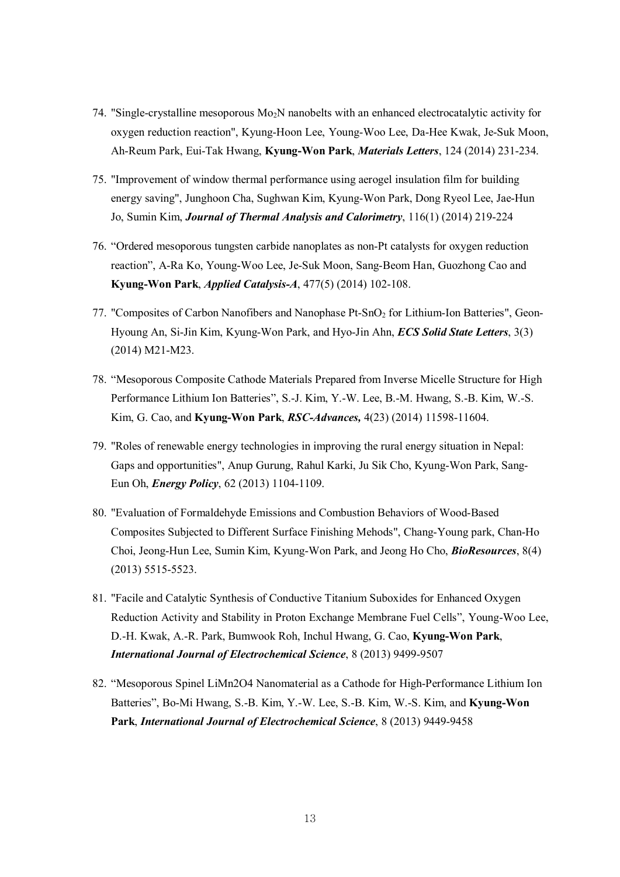74. "Single-crystalline mesoporous $Mo_2N$ nanobelts with an enhanced electrocatalytic activity for oxygen reduction reaction", Kyung-Hoon Lee, Young-Woo Lee, Da-Hee Kwak, Je-Suk Moon, Ah-Reum Park, Eui-Tak Hwang, **Kyung-Won Park**, ***Materials Letters***, 124 (2014) 231-234.

75. "Improvement of window thermal performance using aerogel insulation film for building energy saving", Junghoon Cha, Sughwan Kim, Kyung-Won Park, Dong Ryeol Lee, Jae-Hun Jo, Sumin Kim, ***Journal of Thermal Analysis and Calorimetry***, 116(1) (2014) 219-224

76. "Ordered mesoporous tungsten carbide nanoplates as non-Pt catalysts for oxygen reduction reaction", A-Ra Ko, Young-Woo Lee, Je-Suk Moon, Sang-Beom Han, Guozhong Cao and **Kyung-Won Park**, ***Applied Catalysis-A***, 477(5) (2014) 102-108.

77. "Composites of Carbon Nanofibers and Nanophase Pt-$SnO_2$ for Lithium-Ion Batteries", Geon-Hyoung An, Si-Jin Kim, Kyung-Won Park, and Hyo-Jin Ahn, ***ECS Solid State Letters***, 3(3) (2014) M21-M23.

78. "Mesoporous Composite Cathode Materials Prepared from Inverse Micelle Structure for High Performance Lithium Ion Batteries", S.-J. Kim, Y.-W. Lee, B.-M. Hwang, S.-B. Kim, W.-S. Kim, G. Cao, and **Kyung-Won Park**, ***RSC-Advances,*** 4(23) (2014) 11598-11604.

79. "Roles of renewable energy technologies in improving the rural energy situation in Nepal: Gaps and opportunities", Anup Gurung, Rahul Karki, Ju Sik Cho, Kyung-Won Park, Sang-Eun Oh, ***Energy Policy***, 62 (2013) 1104-1109.

80. "Evaluation of Formaldehyde Emissions and Combustion Behaviors of Wood-Based Composites Subjected to Different Surface Finishing Mehods", Chang-Young park, Chan-Ho Choi, Jeong-Hun Lee, Sumin Kim, Kyung-Won Park, and Jeong Ho Cho, ***BioResources***, 8(4) (2013) 5515-5523.

81. "Facile and Catalytic Synthesis of Conductive Titanium Suboxides for Enhanced Oxygen Reduction Activity and Stability in Proton Exchange Membrane Fuel Cells", Young-Woo Lee, D.-H. Kwak, A.-R. Park, Bumwook Roh, Inchul Hwang, G. Cao, **Kyung-Won Park**, ***International Journal of Electrochemical Science***, 8 (2013) 9499-9507

82. "Mesoporous Spinel LiMn2O4 Nanomaterial as a Cathode for High-Performance Lithium Ion Batteries", Bo-Mi Hwang, S.-B. Kim, Y.-W. Lee, S.-B. Kim, W.-S. Kim, and **Kyung-Won Park**, ***International Journal of Electrochemical Science***, 8 (2013) 9449-9458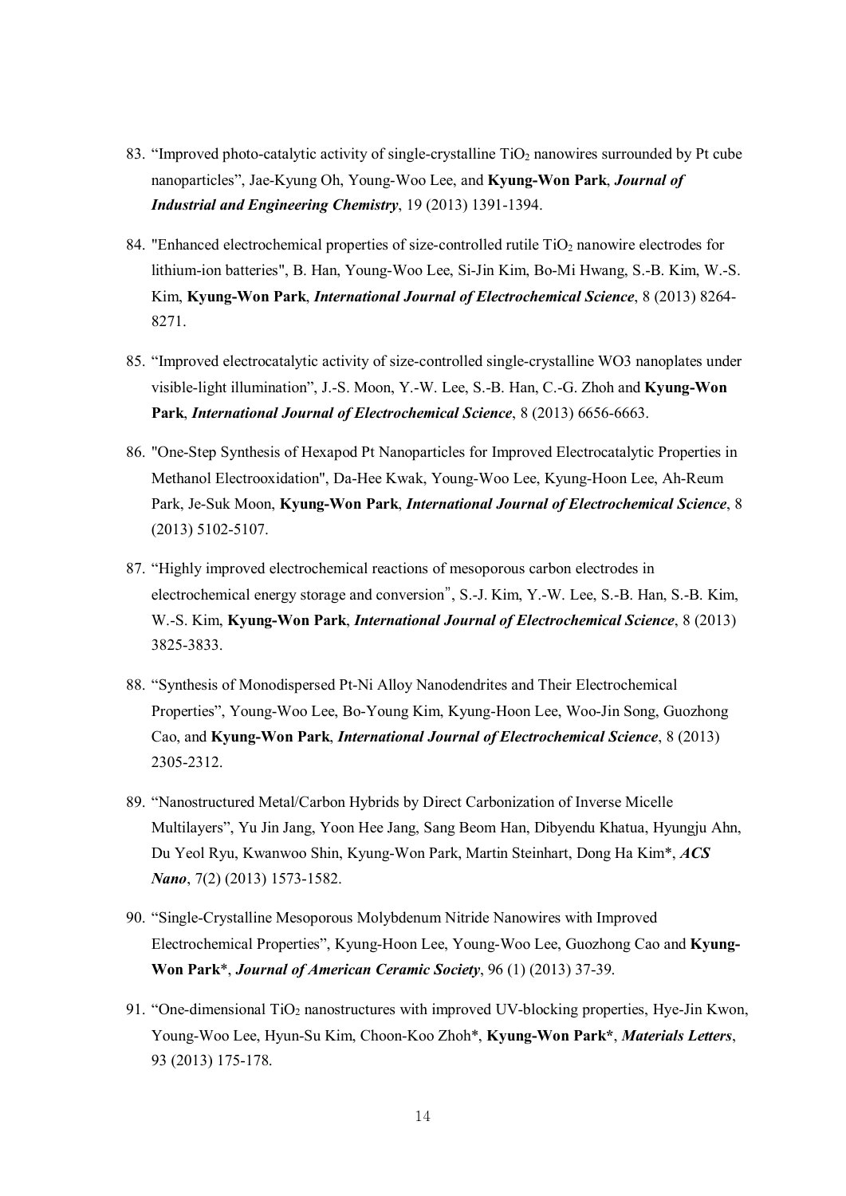83. "Improved photo-catalytic activity of single-crystalline $TiO_2$ nanowires surrounded by Pt cube nanoparticles", Jae-Kyung Oh, Young-Woo Lee, and **Kyung-Won Park**, ***Journal of Industrial and Engineering Chemistry***, 19 (2013) 1391-1394.

84. "Enhanced electrochemical properties of size-controlled rutile $TiO_2$ nanowire electrodes for lithium-ion batteries", B. Han, Young-Woo Lee, Si-Jin Kim, Bo-Mi Hwang, S.-B. Kim, W.-S. Kim, **Kyung-Won Park**, ***International Journal of Electrochemical Science***, 8 (2013) 8264-8271.

85. "Improved electrocatalytic activity of size-controlled single-crystalline WO3 nanoplates under visible-light illumination", J.-S. Moon, Y.-W. Lee, S.-B. Han, C.-G. Zhoh and **Kyung-Won Park**, ***International Journal of Electrochemical Science***, 8 (2013) 6656-6663.

86. "One-Step Synthesis of Hexapod Pt Nanoparticles for Improved Electrocatalytic Properties in Methanol Electrooxidation", Da-Hee Kwak, Young-Woo Lee, Kyung-Hoon Lee, Ah-Reum Park, Je-Suk Moon, **Kyung-Won Park**, ***International Journal of Electrochemical Science***, 8 (2013) 5102-5107.

87. "Highly improved electrochemical reactions of mesoporous carbon electrodes in electrochemical energy storage and conversion", S.-J. Kim, Y.-W. Lee, S.-B. Han, S.-B. Kim, W.-S. Kim, **Kyung-Won Park**, ***International Journal of Electrochemical Science***, 8 (2013) 3825-3833.

88. "Synthesis of Monodispersed Pt-Ni Alloy Nanodendrites and Their Electrochemical Properties", Young-Woo Lee, Bo-Young Kim, Kyung-Hoon Lee, Woo-Jin Song, Guozhong Cao, and **Kyung-Won Park**, ***International Journal of Electrochemical Science***, 8 (2013) 2305-2312.

89. "Nanostructured Metal/Carbon Hybrids by Direct Carbonization of Inverse Micelle Multilayers", Yu Jin Jang, Yoon Hee Jang, Sang Beom Han, Dibyendu Khatua, Hyungju Ahn, Du Yeol Ryu, Kwanwoo Shin, Kyung-Won Park, Martin Steinhart, Dong Ha Kim*, ***ACS Nano***, 7(2) (2013) 1573-1582.

90. "Single-Crystalline Mesoporous Molybdenum Nitride Nanowires with Improved Electrochemical Properties", Kyung-Hoon Lee, Young-Woo Lee, Guozhong Cao and **Kyung-Won Park***, ***Journal of American Ceramic Society***, 96 (1) (2013) 37-39.

91. "One-dimensional $TiO_2$ nanostructures with improved UV-blocking properties, Hye-Jin Kwon, Young-Woo Lee, Hyun-Su Kim, Choon-Koo Zhoh*, **Kyung-Won Park***, ***Materials Letters***, 93 (2013) 175-178.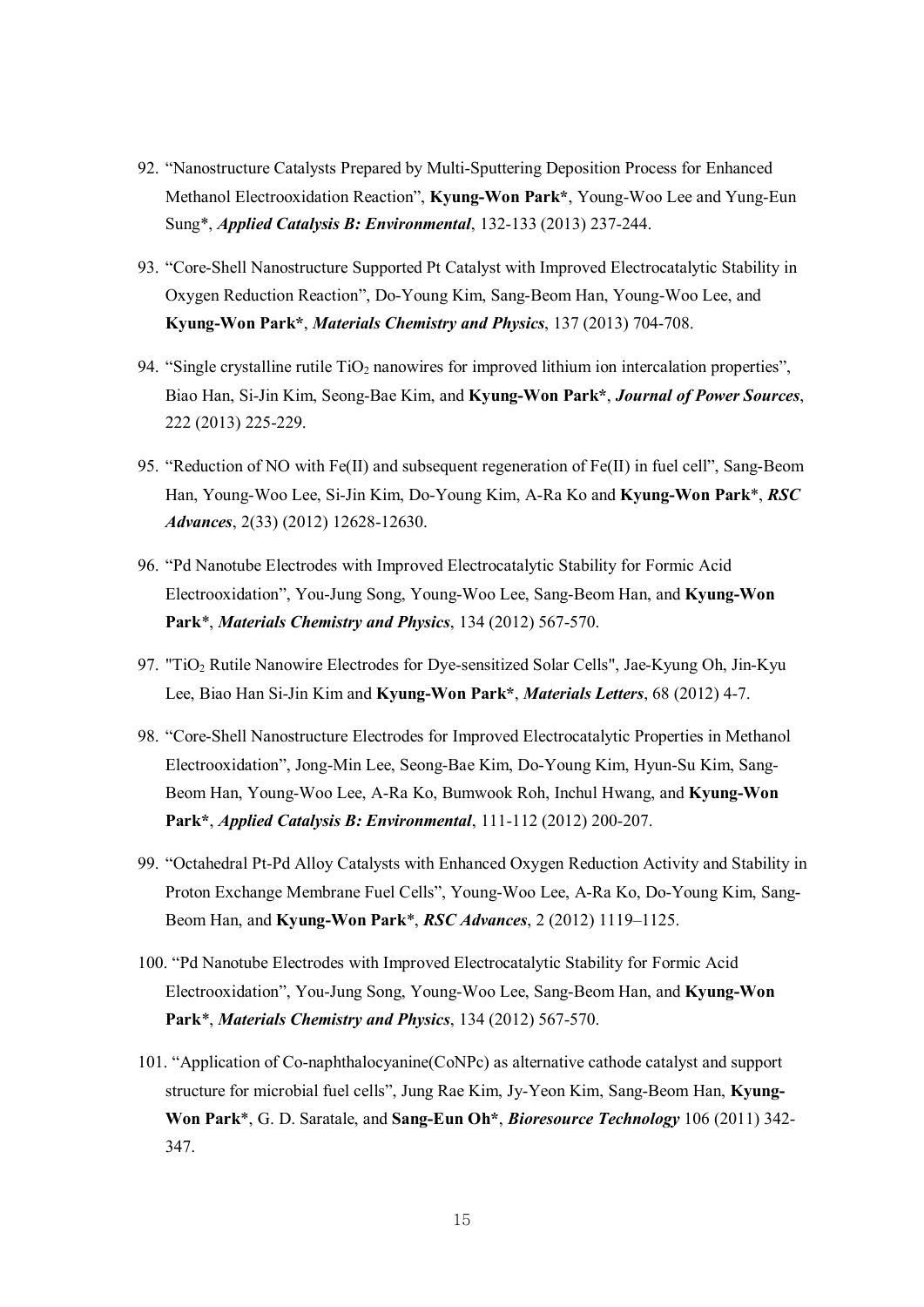92. "Nanostructure Catalysts Prepared by Multi-Sputtering Deposition Process for Enhanced Methanol Electrooxidation Reaction", **Kyung-Won Park***, Young-Woo Lee and Yung-Eun Sung*, ***Applied Catalysis B: Environmental***, 132-133 (2013) 237-244.

93. "Core-Shell Nanostructure Supported Pt Catalyst with Improved Electrocatalytic Stability in Oxygen Reduction Reaction", Do-Young Kim, Sang-Beom Han, Young-Woo Lee, and **Kyung-Won Park***, ***Materials Chemistry and Physics***, 137 (2013) 704-708.

94. "Single crystalline rutile $TiO_2$ nanowires for improved lithium ion intercalation properties", Biao Han, Si-Jin Kim, Seong-Bae Kim, and **Kyung-Won Park***, ***Journal of Power Sources***, 222 (2013) 225-229.

95. "Reduction of NO with Fe(II) and subsequent regeneration of Fe(II) in fuel cell", Sang-Beom Han, Young-Woo Lee, Si-Jin Kim, Do-Young Kim, A-Ra Ko and **Kyung-Won Park***, ***RSC Advances***, 2(33) (2012) 12628-12630.

96. "Pd Nanotube Electrodes with Improved Electrocatalytic Stability for Formic Acid Electrooxidation", You-Jung Song, Young-Woo Lee, Sang-Beom Han, and **Kyung-Won Park***, ***Materials Chemistry and Physics***, 134 (2012) 567-570.

97. "$TiO_2$ Rutile Nanowire Electrodes for Dye-sensitized Solar Cells", Jae-Kyung Oh, Jin-Kyu Lee, Biao Han Si-Jin Kim and **Kyung-Won Park***, ***Materials Letters***, 68 (2012) 4-7.

98. "Core-Shell Nanostructure Electrodes for Improved Electrocatalytic Properties in Methanol Electrooxidation", Jong-Min Lee, Seong-Bae Kim, Do-Young Kim, Hyun-Su Kim, Sang-Beom Han, Young-Woo Lee, A-Ra Ko, Bumwook Roh, Inchul Hwang, and **Kyung-Won Park***, ***Applied Catalysis B: Environmental***, 111-112 (2012) 200-207.

99. "Octahedral Pt-Pd Alloy Catalysts with Enhanced Oxygen Reduction Activity and Stability in Proton Exchange Membrane Fuel Cells", Young-Woo Lee, A-Ra Ko, Do-Young Kim, Sang-Beom Han, and **Kyung-Won Park***, ***RSC Advances***, 2 (2012) 1119–1125.

100. "Pd Nanotube Electrodes with Improved Electrocatalytic Stability for Formic Acid Electrooxidation", You-Jung Song, Young-Woo Lee, Sang-Beom Han, and **Kyung-Won Park***, ***Materials Chemistry and Physics***, 134 (2012) 567-570.

101. "Application of Co-naphthalocyanine(CoNPc) as alternative cathode catalyst and support structure for microbial fuel cells", Jung Rae Kim, Jy-Yeon Kim, Sang-Beom Han, **Kyung-Won Park***, G. D. Saratale, and **Sang-Eun Oh***, ***Bioresource Technology*** 106 (2011) 342-347.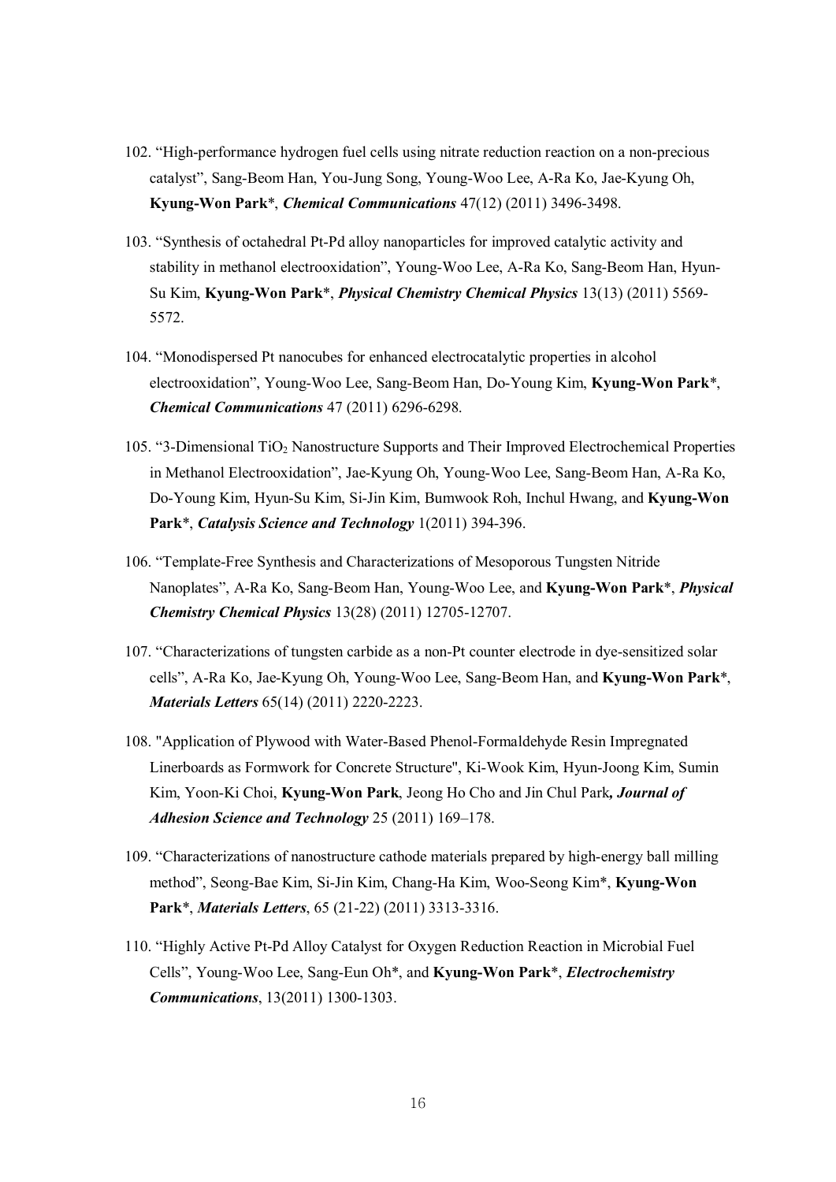102. "High-performance hydrogen fuel cells using nitrate reduction reaction on a non-precious catalyst", Sang-Beom Han, You-Jung Song, Young-Woo Lee, A-Ra Ko, Jae-Kyung Oh, **Kyung-Won Park***, ***Chemical Communications*** 47(12) (2011) 3496-3498.

103. "Synthesis of octahedral Pt-Pd alloy nanoparticles for improved catalytic activity and stability in methanol electrooxidation", Young-Woo Lee, A-Ra Ko, Sang-Beom Han, Hyun-Su Kim, **Kyung-Won Park***, ***Physical Chemistry Chemical Physics*** 13(13) (2011) 5569-5572.

104. "Monodispersed Pt nanocubes for enhanced electrocatalytic properties in alcohol electrooxidation", Young-Woo Lee, Sang-Beom Han, Do-Young Kim, **Kyung-Won Park***, ***Chemical Communications*** 47 (2011) 6296-6298.

105. "3-Dimensional $TiO_2$ Nanostructure Supports and Their Improved Electrochemical Properties in Methanol Electrooxidation", Jae-Kyung Oh, Young-Woo Lee, Sang-Beom Han, A-Ra Ko, Do-Young Kim, Hyun-Su Kim, Si-Jin Kim, Bumwook Roh, Inchul Hwang, and **Kyung-Won Park***, ***Catalysis Science and Technology*** 1(2011) 394-396.

106. "Template-Free Synthesis and Characterizations of Mesoporous Tungsten Nitride Nanoplates", A-Ra Ko, Sang-Beom Han, Young-Woo Lee, and **Kyung-Won Park***, ***Physical Chemistry Chemical Physics*** 13(28) (2011) 12705-12707.

107. "Characterizations of tungsten carbide as a non-Pt counter electrode in dye-sensitized solar cells", A-Ra Ko, Jae-Kyung Oh, Young-Woo Lee, Sang-Beom Han, and **Kyung-Won Park***, ***Materials Letters*** 65(14) (2011) 2220-2223.

108. "Application of Plywood with Water-Based Phenol-Formaldehyde Resin Impregnated Linerboards as Formwork for Concrete Structure", Ki-Wook Kim, Hyun-Joong Kim, Sumin Kim, Yoon-Ki Choi, **Kyung-Won Park**, Jeong Ho Cho and Jin Chul Park***, Journal of Adhesion Science and Technology*** 25 (2011) 169–178.

109. "Characterizations of nanostructure cathode materials prepared by high-energy ball milling method", Seong-Bae Kim, Si-Jin Kim, Chang-Ha Kim, Woo-Seong Kim*, **Kyung-Won Park***, ***Materials Letters***, 65 (21-22) (2011) 3313-3316.

110. "Highly Active Pt-Pd Alloy Catalyst for Oxygen Reduction Reaction in Microbial Fuel Cells", Young-Woo Lee, Sang-Eun Oh*, and **Kyung-Won Park***, ***Electrochemistry Communications***, 13(2011) 1300-1303.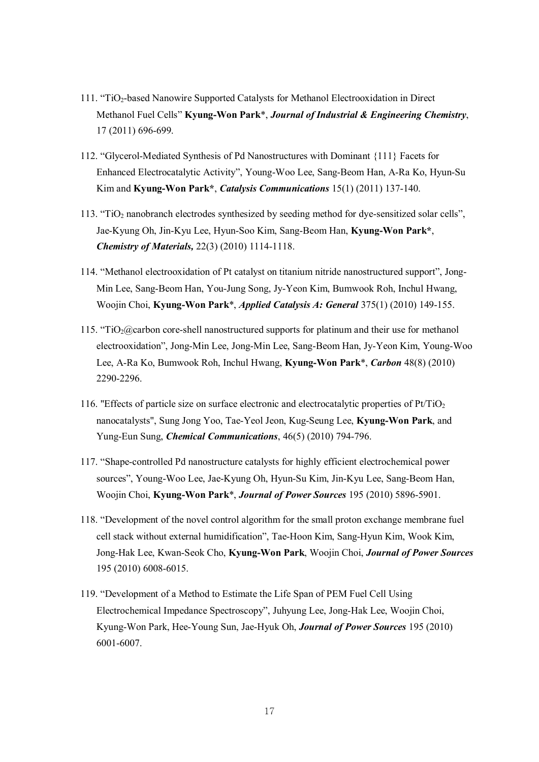111. "$TiO_2$-based Nanowire Supported Catalysts for Methanol Electrooxidation in Direct Methanol Fuel Cells" **Kyung-Won Park***, ***Journal of Industrial & Engineering Chemistry***, 17 (2011) 696-699.

112. "Glycerol-Mediated Synthesis of Pd Nanostructures with Dominant {111} Facets for Enhanced Electrocatalytic Activity", Young-Woo Lee, Sang-Beom Han, A-Ra Ko, Hyun-Su Kim and **Kyung-Won Park***, ***Catalysis Communications*** 15(1) (2011) 137-140.

113. "$TiO_2$ nanobranch electrodes synthesized by seeding method for dye-sensitized solar cells", Jae-Kyung Oh, Jin-Kyu Lee, Hyun-Soo Kim, Sang-Beom Han, **Kyung-Won Park***, ***Chemistry of Materials,*** 22(3) (2010) 1114-1118.

114. "Methanol electrooxidation of Pt catalyst on titanium nitride nanostructured support", Jong-Min Lee, Sang-Beom Han, You-Jung Song, Jy-Yeon Kim, Bumwook Roh, Inchul Hwang, Woojin Choi, **Kyung-Won Park***, ***Applied Catalysis A: General*** 375(1) (2010) 149-155.

115. "$TiO_2$@carbon core-shell nanostructured supports for platinum and their use for methanol electrooxidation", Jong-Min Lee, Jong-Min Lee, Sang-Beom Han, Jy-Yeon Kim, Young-Woo Lee, A-Ra Ko, Bumwook Roh, Inchul Hwang, **Kyung-Won Park***, ***Carbon*** 48(8) (2010) 2290-2296.

116. "Effects of particle size on surface electronic and electrocatalytic properties of $Pt/TiO_2$ nanocatalysts", Sung Jong Yoo, Tae-Yeol Jeon, Kug-Seung Lee, **Kyung-Won Park**, and Yung-Eun Sung, ***Chemical Communications***, 46(5) (2010) 794-796.

117. "Shape-controlled Pd nanostructure catalysts for highly efficient electrochemical power sources", Young-Woo Lee, Jae-Kyung Oh, Hyun-Su Kim, Jin-Kyu Lee, Sang-Beom Han, Woojin Choi, **Kyung-Won Park***, ***Journal of Power Sources*** 195 (2010) 5896-5901.

118. "Development of the novel control algorithm for the small proton exchange membrane fuel cell stack without external humidification", Tae-Hoon Kim, Sang-Hyun Kim, Wook Kim, Jong-Hak Lee, Kwan-Seok Cho, **Kyung-Won Park**, Woojin Choi, ***Journal of Power Sources*** 195 (2010) 6008-6015.

119. "Development of a Method to Estimate the Life Span of PEM Fuel Cell Using Electrochemical Impedance Spectroscopy", Juhyung Lee, Jong-Hak Lee, Woojin Choi, Kyung-Won Park, Hee-Young Sun, Jae-Hyuk Oh, ***Journal of Power Sources*** 195 (2010) 6001-6007.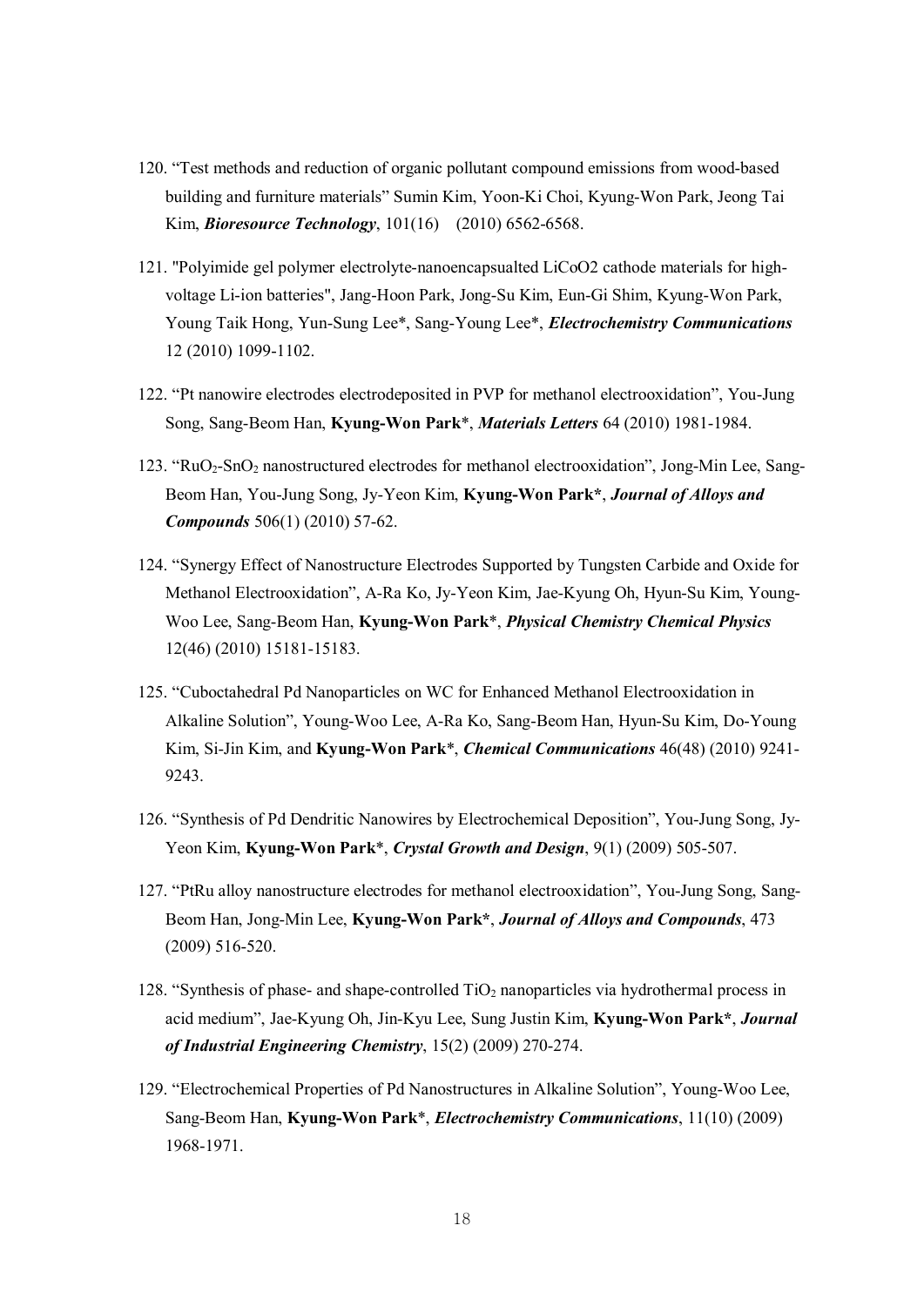120. “Test methods and reduction of organic pollutant compound emissions from wood-based building and furniture materials” Sumin Kim, Yoon-Ki Choi, Kyung-Won Park, Jeong Tai Kim, ***Bioresource Technology***, 101(16) (2010) 6562-6568.

121. "Polyimide gel polymer electrolyte-nanoencapsualted LiCoO2 cathode materials for high-voltage Li-ion batteries", Jang-Hoon Park, Jong-Su Kim, Eun-Gi Shim, Kyung-Won Park, Young Taik Hong, Yun-Sung Lee*, Sang-Young Lee*, ***Electrochemistry Communications*** 12 (2010) 1099-1102.

122. “Pt nanowire electrodes electrodeposited in PVP for methanol electrooxidation”, You-Jung Song, Sang-Beom Han, **Kyung-Won Park***, ***Materials Letters*** 64 (2010) 1981-1984.

123. “$RuO_2$-$SnO_2$ nanostructured electrodes for methanol electrooxidation”, Jong-Min Lee, Sang-Beom Han, You-Jung Song, Jy-Yeon Kim, **Kyung-Won Park***, ***Journal of Alloys and Compounds*** 506(1) (2010) 57-62.

124. “Synergy Effect of Nanostructure Electrodes Supported by Tungsten Carbide and Oxide for Methanol Electrooxidation”, A-Ra Ko, Jy-Yeon Kim, Jae-Kyung Oh, Hyun-Su Kim, Young-Woo Lee, Sang-Beom Han, **Kyung-Won Park***, ***Physical Chemistry Chemical Physics*** 12(46) (2010) 15181-15183.

125. “Cuboctahedral Pd Nanoparticles on WC for Enhanced Methanol Electrooxidation in Alkaline Solution”, Young-Woo Lee, A-Ra Ko, Sang-Beom Han, Hyun-Su Kim, Do-Young Kim, Si-Jin Kim, and **Kyung-Won Park***, ***Chemical Communications*** 46(48) (2010) 9241-9243.

126. “Synthesis of Pd Dendritic Nanowires by Electrochemical Deposition”, You-Jung Song, Jy-Yeon Kim, **Kyung-Won Park***, ***Crystal Growth and Design***, 9(1) (2009) 505-507.

127. “PtRu alloy nanostructure electrodes for methanol electrooxidation”, You-Jung Song, Sang-Beom Han, Jong-Min Lee, **Kyung-Won Park***, ***Journal of Alloys and Compounds***, 473 (2009) 516-520.

128. “Synthesis of phase- and shape-controlled $TiO_2$ nanoparticles via hydrothermal process in acid medium”, Jae-Kyung Oh, Jin-Kyu Lee, Sung Justin Kim, **Kyung-Won Park***, ***Journal of Industrial Engineering Chemistry***, 15(2) (2009) 270-274.

129. “Electrochemical Properties of Pd Nanostructures in Alkaline Solution”, Young-Woo Lee, Sang-Beom Han, **Kyung-Won Park***, ***Electrochemistry Communications***, 11(10) (2009) 1968-1971.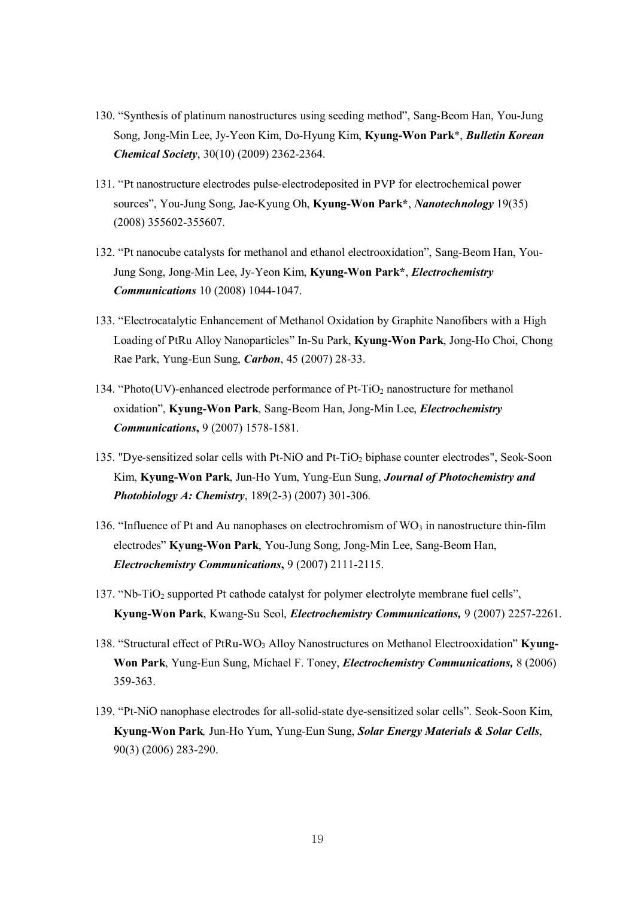130. "Synthesis of platinum nanostructures using seeding method", Sang-Beom Han, You-Jung Song, Jong-Min Lee, Jy-Yeon Kim, Do-Hyung Kim, **Kyung-Won Park**\*, ***Bulletin Korean Chemical Society***, 30(10) (2009) 2362-2364.

131. "Pt nanostructure electrodes pulse-electrodeposited in PVP for electrochemical power sources", You-Jung Song, Jae-Kyung Oh, **Kyung-Won Park\***, ***Nanotechnology*** 19(35) (2008) 355602-355607.

132. "Pt nanocube catalysts for methanol and ethanol electrooxidation", Sang-Beom Han, You-Jung Song, Jong-Min Lee, Jy-Yeon Kim, **Kyung-Won Park\***, ***Electrochemistry Communications*** 10 (2008) 1044-1047.

133. "Electrocatalytic Enhancement of Methanol Oxidation by Graphite Nanofibers with a High Loading of PtRu Alloy Nanoparticles" In-Su Park, **Kyung-Won Park**, Jong-Ho Choi, Chong Rae Park, Yung-Eun Sung, ***Carbon***, 45 (2007) 28-33.

134. "Photo(UV)-enhanced electrode performance of Pt-$TiO_2$ nanostructure for methanol oxidation", **Kyung-Won Park**, Sang-Beom Han, Jong-Min Lee, ***Electrochemistry Communications*****,** 9 (2007) 1578-1581.

135. "Dye-sensitized solar cells with Pt-NiO and Pt-$TiO_2$ biphase counter electrodes", Seok-Soon Kim, **Kyung-Won Park**, Jun-Ho Yum, Yung-Eun Sung, ***Journal of Photochemistry and Photobiology A: Chemistry***, 189(2-3) (2007) 301-306.

136. "Influence of Pt and Au nanophases on electrochromism of $WO_3$ in nanostructure thin-film electrodes" **Kyung-Won Park**, You-Jung Song, Jong-Min Lee, Sang-Beom Han, ***Electrochemistry Communications*****,** 9 (2007) 2111-2115.

137. "Nb-$TiO_2$ supported Pt cathode catalyst for polymer electrolyte membrane fuel cells", **Kyung-Won Park**, Kwang-Su Seol, ***Electrochemistry Communications,*** 9 (2007) 2257-2261.

138. "Structural effect of PtRu-$WO_3$ Alloy Nanostructures on Methanol Electrooxidation" **Kyung-Won Park**, Yung-Eun Sung, Michael F. Toney, ***Electrochemistry Communications,*** 8 (2006) 359-363.

139. "Pt-NiO nanophase electrodes for all-solid-state dye-sensitized solar cells". Seok-Soon Kim, **Kyung-Won Park***,* Jun-Ho Yum, Yung-Eun Sung, ***Solar Energy Materials & Solar Cells***, 90(3) (2006) 283-290.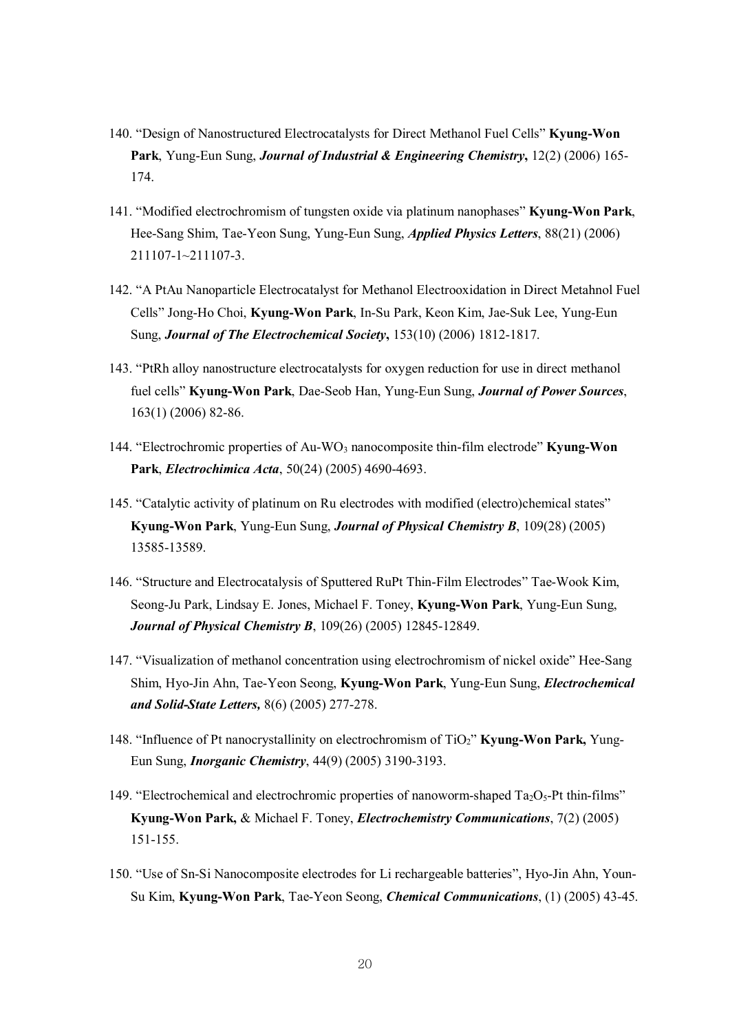140. "Design of Nanostructured Electrocatalysts for Direct Methanol Fuel Cells" **Kyung-Won Park**, Yung-Eun Sung, ***Journal of Industrial & Engineering Chemistry*****,** 12(2) (2006) 165-174.

141. "Modified electrochromism of tungsten oxide via platinum nanophases" **Kyung-Won Park**, Hee-Sang Shim, Tae-Yeon Sung, Yung-Eun Sung, ***Applied Physics Letters***, 88(21) (2006) 211107-1~211107-3.

142. "A PtAu Nanoparticle Electrocatalyst for Methanol Electrooxidation in Direct Metahnol Fuel Cells" Jong-Ho Choi, **Kyung-Won Park**, In-Su Park, Keon Kim, Jae-Suk Lee, Yung-Eun Sung, ***Journal of The Electrochemical Society*****,** 153(10) (2006) 1812-1817.

143. "PtRh alloy nanostructure electrocatalysts for oxygen reduction for use in direct methanol fuel cells" **Kyung-Won Park**, Dae-Seob Han, Yung-Eun Sung, ***Journal of Power Sources***, 163(1) (2006) 82-86.

144. "Electrochromic properties of Au-$WO_3$ nanocomposite thin-film electrode" **Kyung-Won Park**, ***Electrochimica Acta***, 50(24) (2005) 4690-4693.

145. "Catalytic activity of platinum on Ru electrodes with modified (electro)chemical states" **Kyung-Won Park**, Yung-Eun Sung, ***Journal of Physical Chemistry B***, 109(28) (2005) 13585-13589.

146. "Structure and Electrocatalysis of Sputtered RuPt Thin-Film Electrodes" Tae-Wook Kim, Seong-Ju Park, Lindsay E. Jones, Michael F. Toney, **Kyung-Won Park**, Yung-Eun Sung, ***Journal of Physical Chemistry B***, 109(26) (2005) 12845-12849.

147. "Visualization of methanol concentration using electrochromism of nickel oxide" Hee-Sang Shim, Hyo-Jin Ahn, Tae-Yeon Seong, **Kyung-Won Park**, Yung-Eun Sung, ***Electrochemical and Solid-State Letters,*** 8(6) (2005) 277-278.

148. "Influence of Pt nanocrystallinity on electrochromism of $TiO_2$" **Kyung-Won Park,** Yung-Eun Sung, ***Inorganic Chemistry***, 44(9) (2005) 3190-3193.

149. "Electrochemical and electrochromic properties of nanoworm-shaped $Ta_2O_5$-Pt thin-films" **Kyung-Won Park,** & Michael F. Toney, ***Electrochemistry Communications***, 7(2) (2005) 151-155.

150. "Use of Sn-Si Nanocomposite electrodes for Li rechargeable batteries", Hyo-Jin Ahn, Youn-Su Kim, **Kyung-Won Park**, Tae-Yeon Seong, ***Chemical Communications***, (1) (2005) 43-45.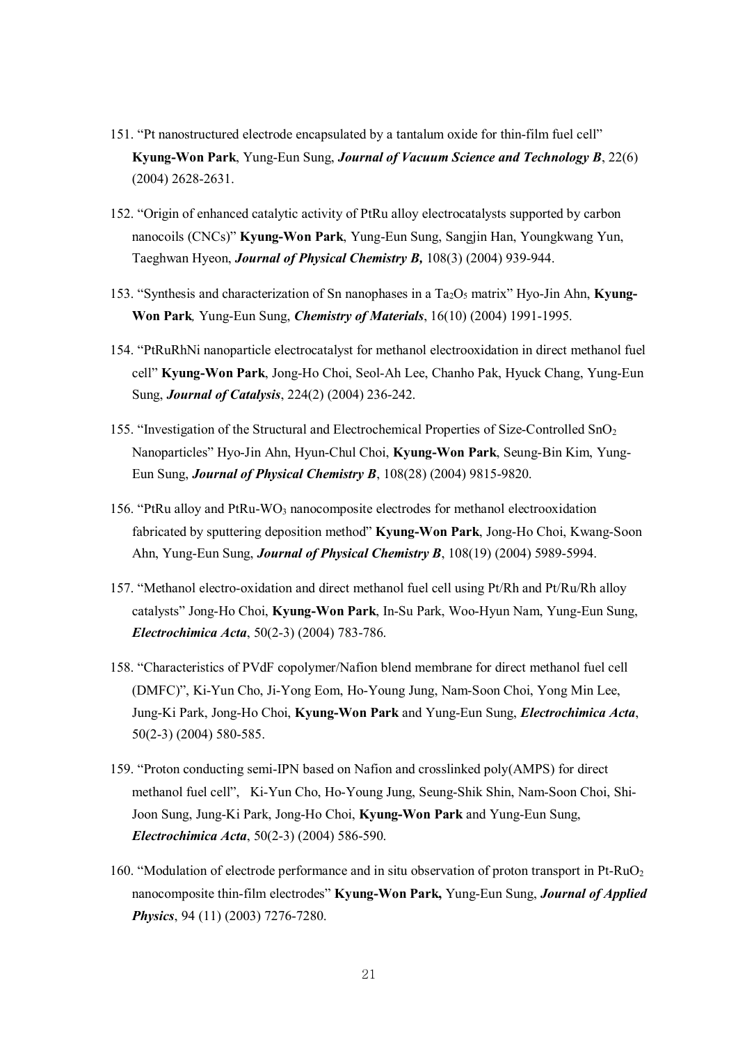151. "Pt nanostructured electrode encapsulated by a tantalum oxide for thin-film fuel cell" **Kyung-Won Park**, Yung-Eun Sung, ***Journal of Vacuum Science and Technology B***, 22(6) (2004) 2628-2631.

152. "Origin of enhanced catalytic activity of PtRu alloy electrocatalysts supported by carbon nanocoils (CNCs)" **Kyung-Won Park**, Yung-Eun Sung, Sangjin Han, Youngkwang Yun, Taeghwan Hyeon, ***Journal of Physical Chemistry B,*** 108(3) (2004) 939-944.

153. "Synthesis and characterization of Sn nanophases in a $Ta_2O_5$ matrix" Hyo-Jin Ahn, **Kyung-Won Park***,* Yung-Eun Sung, ***Chemistry of Materials***, 16(10) (2004) 1991-1995.

154. "PtRuRhNi nanoparticle electrocatalyst for methanol electrooxidation in direct methanol fuel cell" **Kyung-Won Park**, Jong-Ho Choi, Seol-Ah Lee, Chanho Pak, Hyuck Chang, Yung-Eun Sung, ***Journal of Catalysis***, 224(2) (2004) 236-242.

155. "Investigation of the Structural and Electrochemical Properties of Size-Controlled $SnO_2$ Nanoparticles" Hyo-Jin Ahn, Hyun-Chul Choi, **Kyung-Won Park**, Seung-Bin Kim, Yung-Eun Sung, ***Journal of Physical Chemistry B***, 108(28) (2004) 9815-9820.

156. "PtRu alloy and PtRu-$WO_3$ nanocomposite electrodes for methanol electrooxidation fabricated by sputtering deposition method" **Kyung-Won Park**, Jong-Ho Choi, Kwang-Soon Ahn, Yung-Eun Sung, ***Journal of Physical Chemistry B***, 108(19) (2004) 5989-5994.

157. "Methanol electro-oxidation and direct methanol fuel cell using Pt/Rh and Pt/Ru/Rh alloy catalysts" Jong-Ho Choi, **Kyung-Won Park**, In-Su Park, Woo-Hyun Nam, Yung-Eun Sung, ***Electrochimica Acta***, 50(2-3) (2004) 783-786.

158. "Characteristics of PVdF copolymer/Nafion blend membrane for direct methanol fuel cell (DMFC)", Ki-Yun Cho, Ji-Yong Eom, Ho-Young Jung, Nam-Soon Choi, Yong Min Lee, Jung-Ki Park, Jong-Ho Choi, **Kyung-Won Park** and Yung-Eun Sung, ***Electrochimica Acta***, 50(2-3) (2004) 580-585.

159. "Proton conducting semi-IPN based on Nafion and crosslinked poly(AMPS) for direct methanol fuel cell", Ki-Yun Cho, Ho-Young Jung, Seung-Shik Shin, Nam-Soon Choi, Shi-Joon Sung, Jung-Ki Park, Jong-Ho Choi, **Kyung-Won Park** and Yung-Eun Sung, ***Electrochimica Acta***, 50(2-3) (2004) 586-590.

160. "Modulation of electrode performance and in situ observation of proton transport in Pt-$RuO_2$ nanocomposite thin-film electrodes" **Kyung-Won Park,** Yung-Eun Sung, ***Journal of Applied Physics***, 94 (11) (2003) 7276-7280.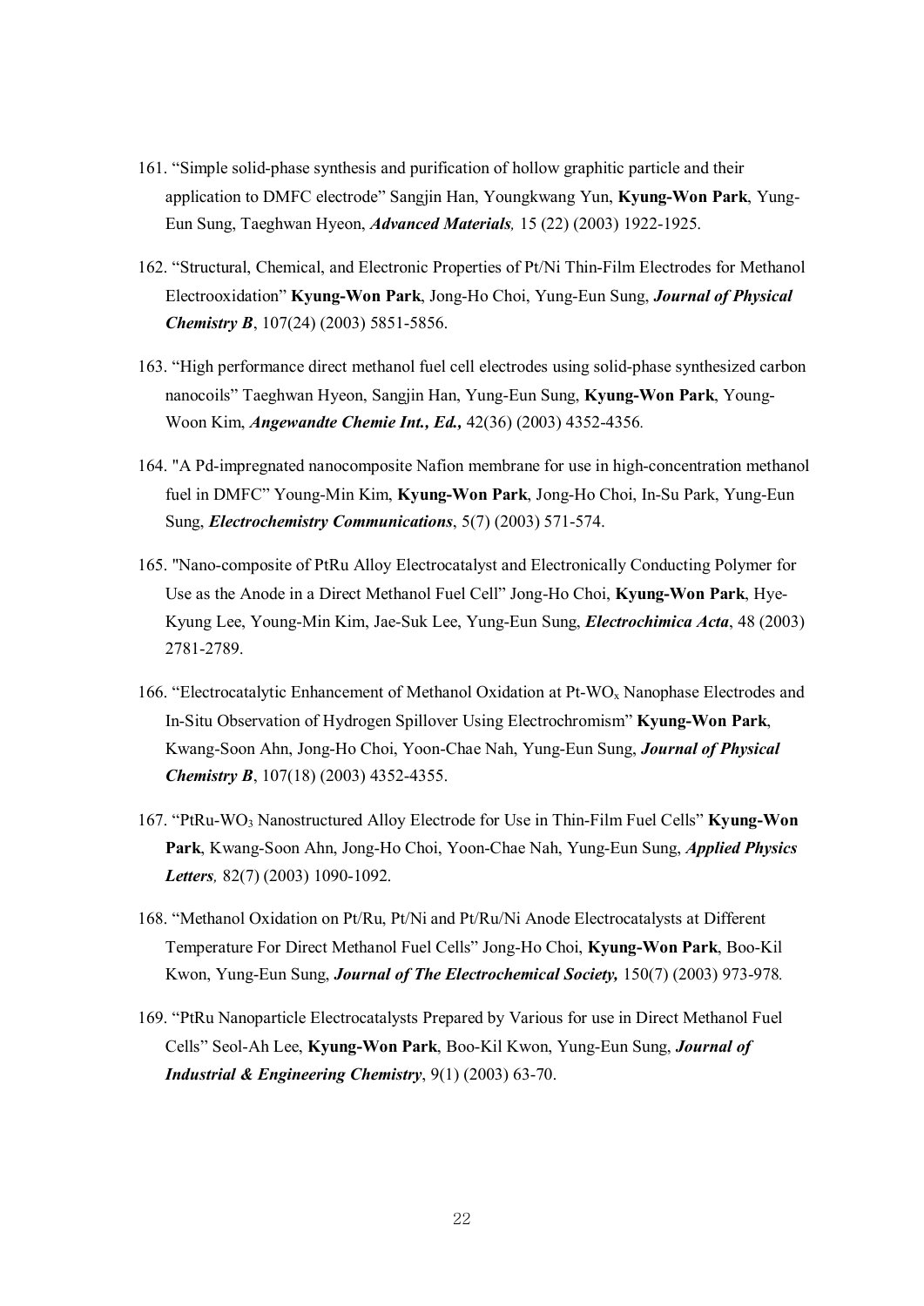161. “Simple solid-phase synthesis and purification of hollow graphitic particle and their application to DMFC electrode” Sangjin Han, Youngkwang Yun, **Kyung-Won Park**, Yung-Eun Sung, Taeghwan Hyeon, ***Advanced Materials,*** 15 (22) (2003) 1922-1925.

162. “Structural, Chemical, and Electronic Properties of Pt/Ni Thin-Film Electrodes for Methanol Electrooxidation” **Kyung-Won Park**, Jong-Ho Choi, Yung-Eun Sung, ***Journal of Physical Chemistry B***, 107(24) (2003) 5851-5856.

163. “High performance direct methanol fuel cell electrodes using solid-phase synthesized carbon nanocoils” Taeghwan Hyeon, Sangjin Han, Yung-Eun Sung, **Kyung-Won Park**, Young-Woon Kim, ***Angewandte Chemie Int., Ed.,*** 42(36) (2003) 4352-4356.

164. "A Pd-impregnated nanocomposite Nafion membrane for use in high-concentration methanol fuel in DMFC” Young-Min Kim, **Kyung-Won Park**, Jong-Ho Choi, In-Su Park, Yung-Eun Sung, ***Electrochemistry Communications***, 5(7) (2003) 571-574.

165. "Nano-composite of PtRu Alloy Electrocatalyst and Electronically Conducting Polymer for Use as the Anode in a Direct Methanol Fuel Cell” Jong-Ho Choi, **Kyung-Won Park**, Hye-Kyung Lee, Young-Min Kim, Jae-Suk Lee, Yung-Eun Sung, ***Electrochimica Acta***, 48 (2003) 2781-2789.

166. “Electrocatalytic Enhancement of Methanol Oxidation at Pt-$WO_x$ Nanophase Electrodes and In-Situ Observation of Hydrogen Spillover Using Electrochromism” **Kyung-Won Park**, Kwang-Soon Ahn, Jong-Ho Choi, Yoon-Chae Nah, Yung-Eun Sung, ***Journal of Physical Chemistry B***, 107(18) (2003) 4352-4355.

167. “PtRu-$WO_3$ Nanostructured Alloy Electrode for Use in Thin-Film Fuel Cells” **Kyung-Won Park**, Kwang-Soon Ahn, Jong-Ho Choi, Yoon-Chae Nah, Yung-Eun Sung, ***Applied Physics Letters,*** 82(7) (2003) 1090-1092.

168. “Methanol Oxidation on Pt/Ru, Pt/Ni and Pt/Ru/Ni Anode Electrocatalysts at Different Temperature For Direct Methanol Fuel Cells” Jong-Ho Choi, **Kyung-Won Park**, Boo-Kil Kwon, Yung-Eun Sung, ***Journal of The Electrochemical Society,*** 150(7) (2003) 973-978.

169. “PtRu Nanoparticle Electrocatalysts Prepared by Various for use in Direct Methanol Fuel Cells” Seol-Ah Lee, **Kyung-Won Park**, Boo-Kil Kwon, Yung-Eun Sung, ***Journal of Industrial & Engineering Chemistry***, 9(1) (2003) 63-70.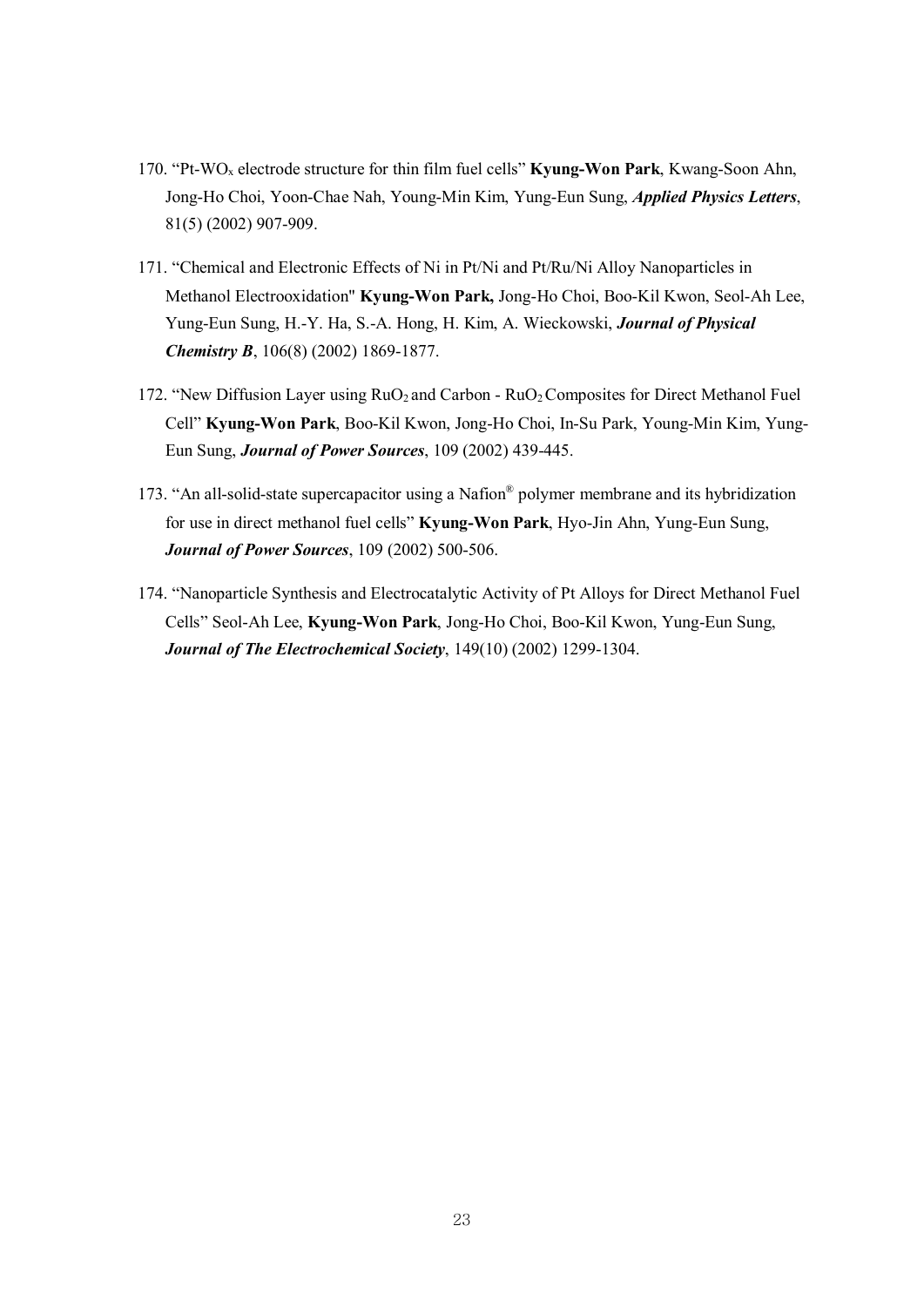170. "Pt-$WO_x$ electrode structure for thin film fuel cells" **Kyung-Won Park**, Kwang-Soon Ahn, Jong-Ho Choi, Yoon-Chae Nah, Young-Min Kim, Yung-Eun Sung, ***Applied Physics Letters***, 81(5) (2002) 907-909.

171. "Chemical and Electronic Effects of Ni in Pt/Ni and Pt/Ru/Ni Alloy Nanoparticles in Methanol Electrooxidation" **Kyung-Won Park,** Jong-Ho Choi, Boo-Kil Kwon, Seol-Ah Lee, Yung-Eun Sung, H.-Y. Ha, S.-A. Hong, H. Kim, A. Wieckowski, ***Journal of Physical Chemistry B***, 106(8) (2002) 1869-1877.

172. "New Diffusion Layer using $RuO_2$ and Carbon - $RuO_2$ Composites for Direct Methanol Fuel Cell" **Kyung-Won Park**, Boo-Kil Kwon, Jong-Ho Choi, In-Su Park, Young-Min Kim, Yung-Eun Sung, ***Journal of Power Sources***, 109 (2002) 439-445.

173. "An all-solid-state supercapacitor using a Nafion® polymer membrane and its hybridization for use in direct methanol fuel cells" **Kyung-Won Park**, Hyo-Jin Ahn, Yung-Eun Sung, ***Journal of Power Sources***, 109 (2002) 500-506.

174. "Nanoparticle Synthesis and Electrocatalytic Activity of Pt Alloys for Direct Methanol Fuel Cells" Seol-Ah Lee, **Kyung-Won Park**, Jong-Ho Choi, Boo-Kil Kwon, Yung-Eun Sung, ***Journal of The Electrochemical Society***, 149(10) (2002) 1299-1304.